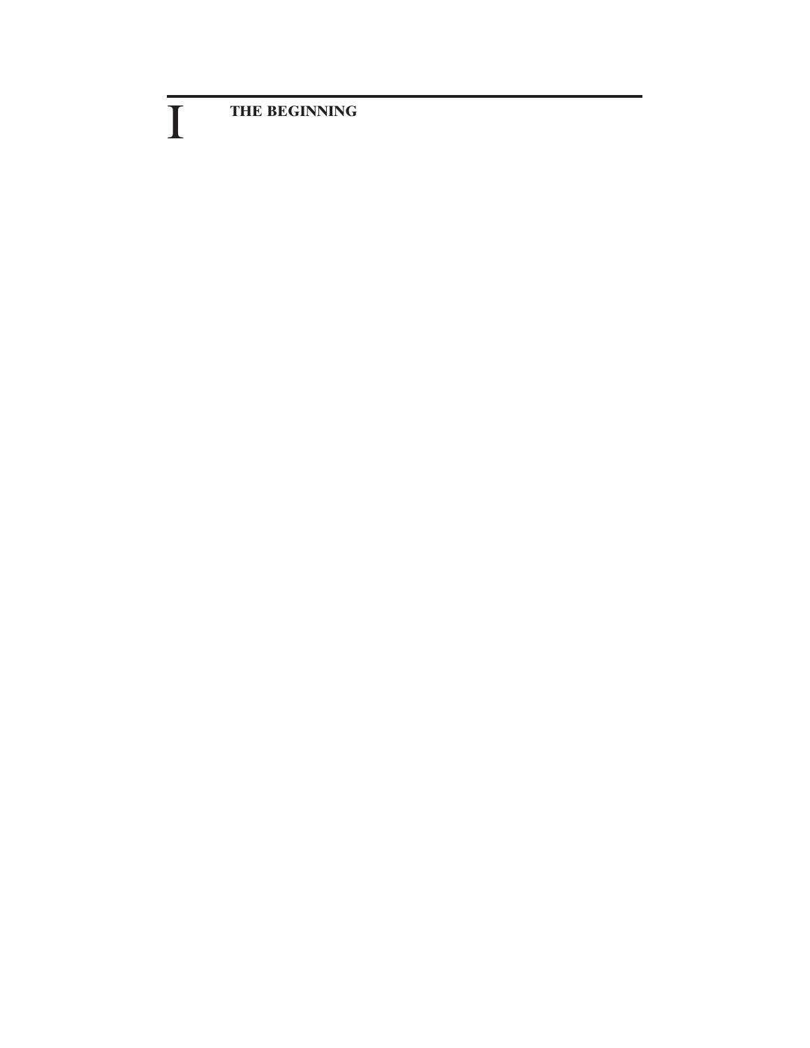# I THE BEGINNING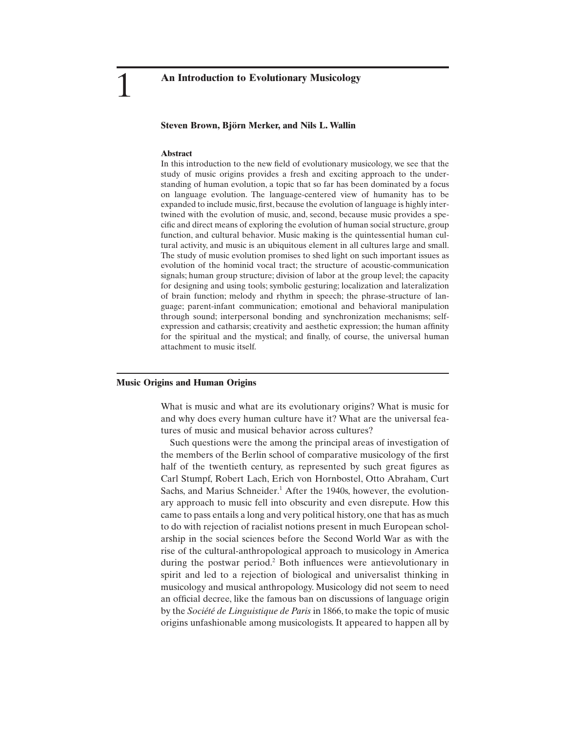# 1 An Introduction to Evolutionary Musicology

**Steven Brown, Björn Merker, and Nils L. Wallin**

**Abstract**

In this introduction to the new field of evolutionary musicology, we see that the study of music origins provides a fresh and exciting approach to the understanding of human evolution, a topic that so far has been dominated by a focus on language evolution. The language-centered view of humanity has to be expanded to include music, first, because the evolution of language is highly intertwined with the evolution of music, and, second, because music provides a specific and direct means of exploring the evolution of human social structure, group function, and cultural behavior. Music making is the quintessential human cultural activity, and music is an ubiquitous element in all cultures large and small. The study of music evolution promises to shed light on such important issues as evolution of the hominid vocal tract; the structure of acoustic-communication signals; human group structure; division of labor at the group level; the capacity for designing and using tools; symbolic gesturing; localization and lateralization of brain function; melody and rhythm in speech; the phrase-structure of language; parent-infant communication; emotional and behavioral manipulation through sound; interpersonal bonding and synchronization mechanisms; self-expression and catharsis; creativity and aesthetic expression; the human affinity for the spiritual and the mystical; and finally, of course, the universal human attachment to music itself.

## Music Origins and Human Origins

What is music and what are its evolutionary origins? What is music for and why does every human culture have it? What are the universal features of music and musical behavior across cultures?

Such questions were the among the principal areas of investigation of the members of the Berlin school of comparative musicology of the first half of the twentieth century, as represented by such great figures as Carl Stumpf, Robert Lach, Erich von Hornbostel, Otto Abraham, Curt Sachs, and Marius Schneider.[1] After the 1940s, however, the evolutionary approach to music fell into obscurity and even disrepute. How this came to pass entails a long and very political history, one that has as much to do with rejection of racialist notions present in much European scholarship in the social sciences before the Second World War as with the rise of the cultural-anthropological approach to musicology in America during the postwar period.[2] Both influences were antievolutionary in spirit and led to a rejection of biological and universalist thinking in musicology and musical anthropology. Musicology did not seem to need an official decree, like the famous ban on discussions of language origin by the *Société de Linguistique de Paris* in 1866, to make the topic of music origins unfashionable among musicologists. It appeared to happen all by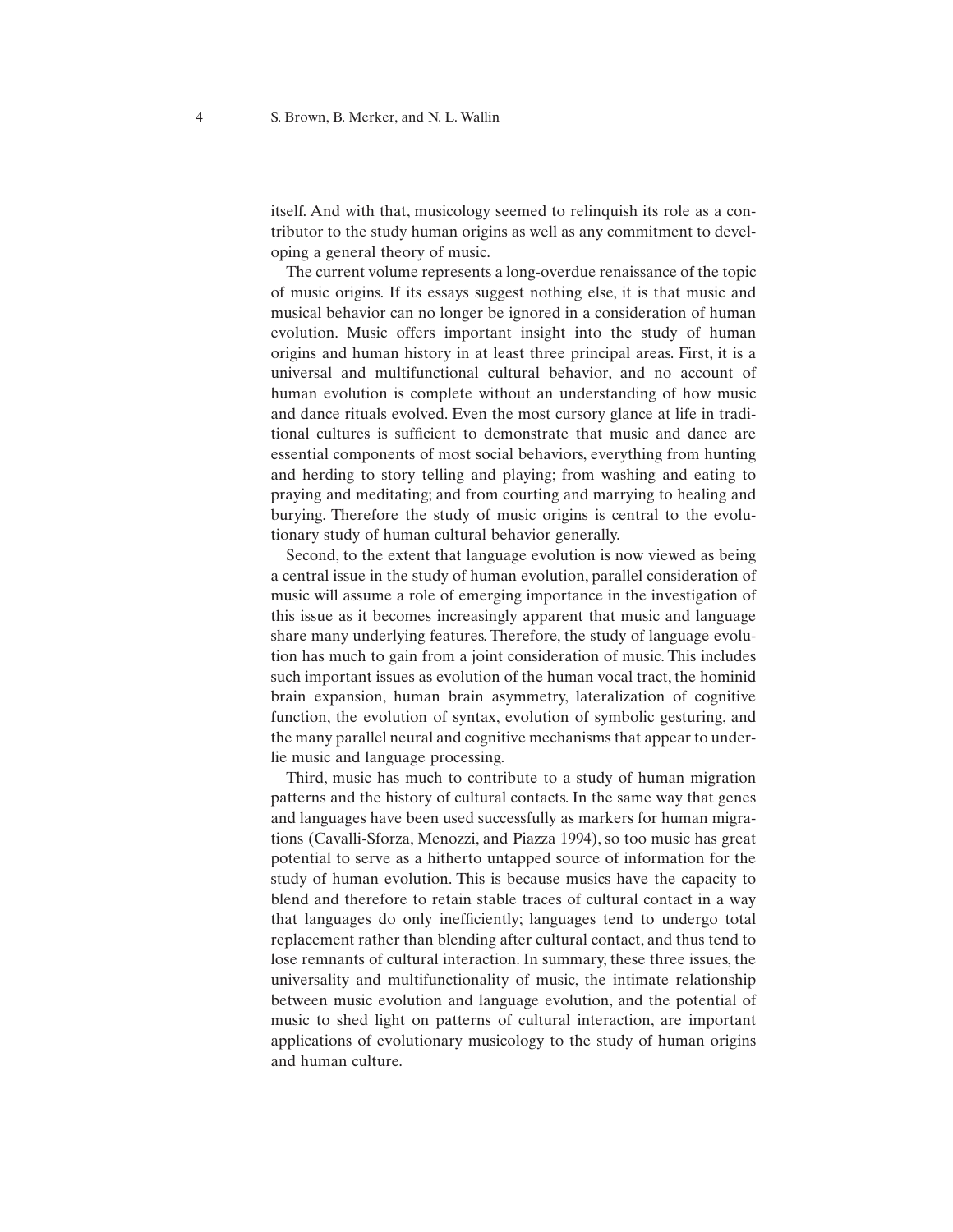itself. And with that, musicology seemed to relinquish its role as a contributor to the study human origins as well as any commitment to developing a general theory of music.

The current volume represents a long-overdue renaissance of the topic of music origins. If its essays suggest nothing else, it is that music and musical behavior can no longer be ignored in a consideration of human evolution. Music offers important insight into the study of human origins and human history in at least three principal areas. First, it is a universal and multifunctional cultural behavior, and no account of human evolution is complete without an understanding of how music and dance rituals evolved. Even the most cursory glance at life in traditional cultures is sufficient to demonstrate that music and dance are essential components of most social behaviors, everything from hunting and herding to story telling and playing; from washing and eating to praying and meditating; and from courting and marrying to healing and burying. Therefore the study of music origins is central to the evolutionary study of human cultural behavior generally.

Second, to the extent that language evolution is now viewed as being a central issue in the study of human evolution, parallel consideration of music will assume a role of emerging importance in the investigation of this issue as it becomes increasingly apparent that music and language share many underlying features. Therefore, the study of language evolution has much to gain from a joint consideration of music. This includes such important issues as evolution of the human vocal tract, the hominid brain expansion, human brain asymmetry, lateralization of cognitive function, the evolution of syntax, evolution of symbolic gesturing, and the many parallel neural and cognitive mechanisms that appear to underlie music and language processing.

Third, music has much to contribute to a study of human migration patterns and the history of cultural contacts. In the same way that genes and languages have been used successfully as markers for human migrations (Cavalli-Sforza, Menozzi, and Piazza 1994), so too music has great potential to serve as a hitherto untapped source of information for the study of human evolution. This is because musics have the capacity to blend and therefore to retain stable traces of cultural contact in a way that languages do only inefficiently; languages tend to undergo total replacement rather than blending after cultural contact, and thus tend to lose remnants of cultural interaction. In summary, these three issues, the universality and multifunctionality of music, the intimate relationship between music evolution and language evolution, and the potential of music to shed light on patterns of cultural interaction, are important applications of evolutionary musicology to the study of human origins and human culture.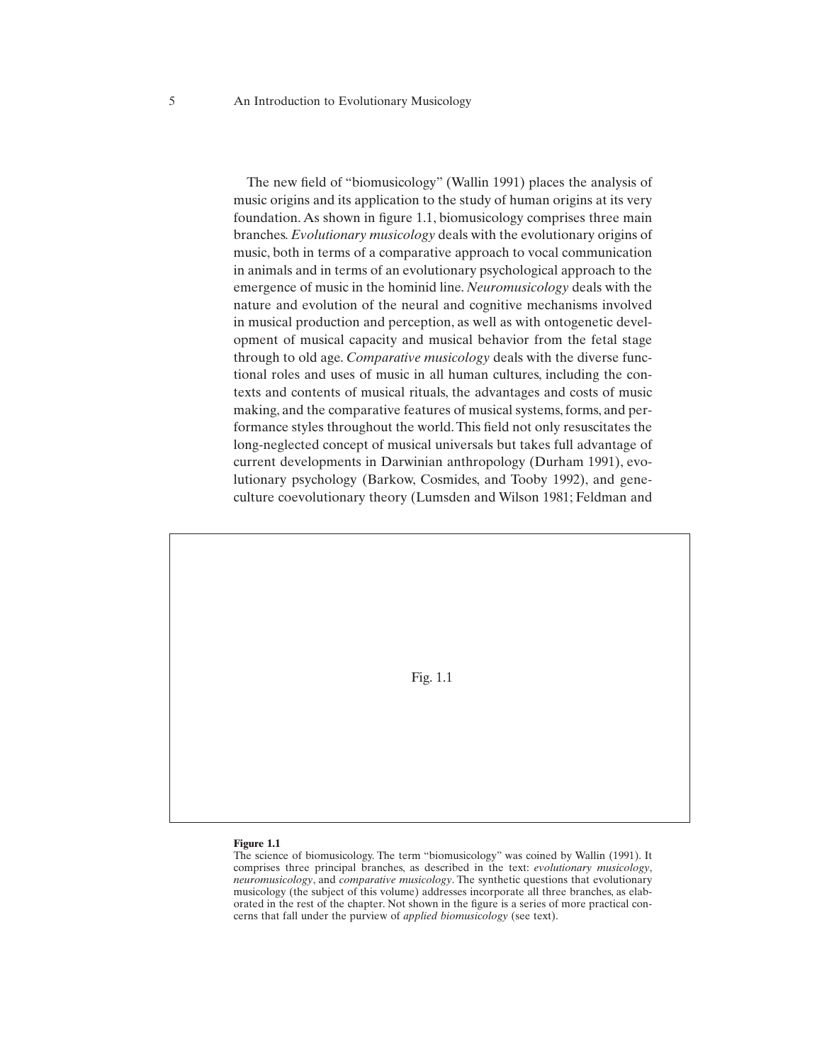The new field of "biomusicology" (Wallin 1991) places the analysis of music origins and its application to the study of human origins at its very foundation. As shown in figure 1.1, biomusicology comprises three main branches. *Evolutionary musicology* deals with the evolutionary origins of music, both in terms of a comparative approach to vocal communication in animals and in terms of an evolutionary psychological approach to the emergence of music in the hominid line. *Neuromusicology* deals with the nature and evolution of the neural and cognitive mechanisms involved in musical production and perception, as well as with ontogenetic development of musical capacity and musical behavior from the fetal stage through to old age. *Comparative musicology* deals with the diverse functional roles and uses of music in all human cultures, including the contexts and contents of musical rituals, the advantages and costs of music making, and the comparative features of musical systems, forms, and performance styles throughout the world. This field not only resuscitates the long-neglected concept of musical universals but takes full advantage of current developments in Darwinian anthropology (Durham 1991), evolutionary psychology (Barkow, Cosmides, and Tooby 1992), and gene-culture coevolutionary theory (Lumsden and Wilson 1981; Feldman and

Fig. 1.1

**Figure 1.1**
The science of biomusicology. The term "biomusicology" was coined by Wallin (1991). It comprises three principal branches, as described in the text: *evolutionary musicology*, *neuromusicology*, and *comparative musicology*. The synthetic questions that evolutionary musicology (the subject of this volume) addresses incorporate all three branches, as elaborated in the rest of the chapter. Not shown in the figure is a series of more practical concerns that fall under the purview of *applied biomusicology* (see text).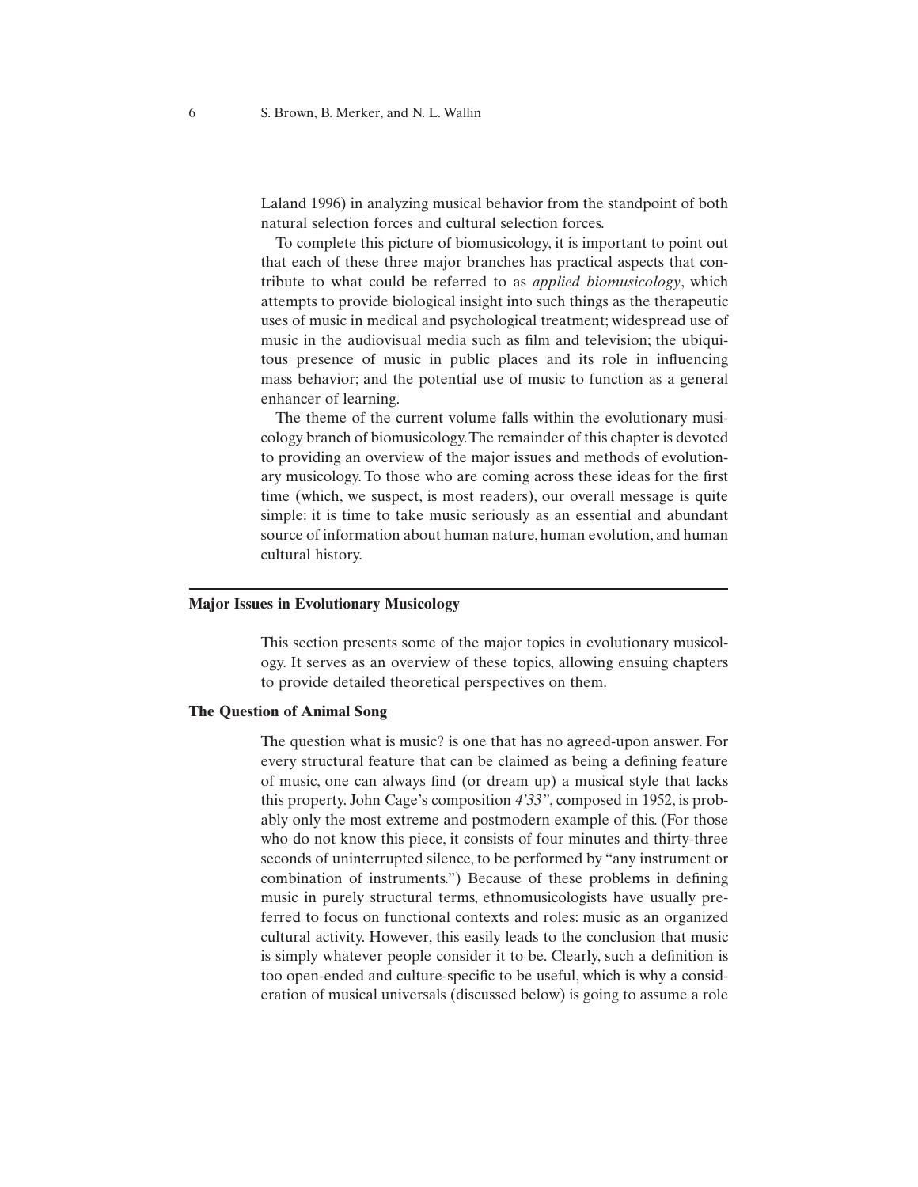Laland 1996) in analyzing musical behavior from the standpoint of both natural selection forces and cultural selection forces.

To complete this picture of biomusicology, it is important to point out that each of these three major branches has practical aspects that contribute to what could be referred to as *applied biomusicology*, which attempts to provide biological insight into such things as the therapeutic uses of music in medical and psychological treatment; widespread use of music in the audiovisual media such as film and television; the ubiquitous presence of music in public places and its role in influencing mass behavior; and the potential use of music to function as a general enhancer of learning.

The theme of the current volume falls within the evolutionary musicology branch of biomusicology. The remainder of this chapter is devoted to providing an overview of the major issues and methods of evolutionary musicology. To those who are coming across these ideas for the first time (which, we suspect, is most readers), our overall message is quite simple: it is time to take music seriously as an essential and abundant source of information about human nature, human evolution, and human cultural history.

## Major Issues in Evolutionary Musicology

This section presents some of the major topics in evolutionary musicology. It serves as an overview of these topics, allowing ensuing chapters to provide detailed theoretical perspectives on them.

### The Question of Animal Song

The question what is music? is one that has no agreed-upon answer. For every structural feature that can be claimed as being a defining feature of music, one can always find (or dream up) a musical style that lacks this property. John Cage's composition *4'33"*, composed in 1952, is probably only the most extreme and postmodern example of this. (For those who do not know this piece, it consists of four minutes and thirty-three seconds of uninterrupted silence, to be performed by "any instrument or combination of instruments.") Because of these problems in defining music in purely structural terms, ethnomusicologists have usually preferred to focus on functional contexts and roles: music as an organized cultural activity. However, this easily leads to the conclusion that music is simply whatever people consider it to be. Clearly, such a definition is too open-ended and culture-specific to be useful, which is why a consideration of musical universals (discussed below) is going to assume a role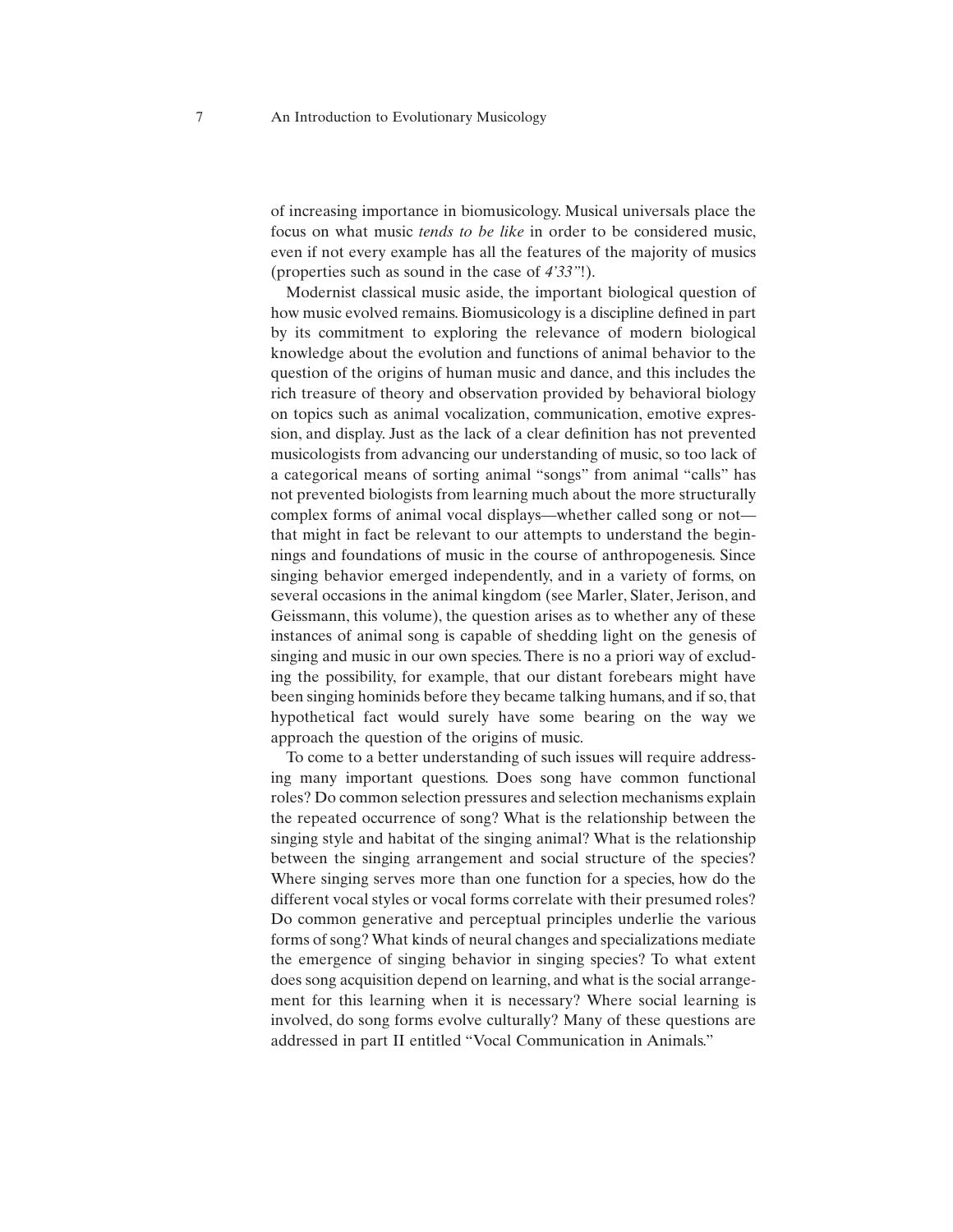of increasing importance in biomusicology. Musical universals place the focus on what music *tends to be like* in order to be considered music, even if not every example has all the features of the majority of musics (properties such as sound in the case of *4'33"*!).

Modernist classical music aside, the important biological question of how music evolved remains. Biomusicology is a discipline defined in part by its commitment to exploring the relevance of modern biological knowledge about the evolution and functions of animal behavior to the question of the origins of human music and dance, and this includes the rich treasure of theory and observation provided by behavioral biology on topics such as animal vocalization, communication, emotive expression, and display. Just as the lack of a clear definition has not prevented musicologists from advancing our understanding of music, so too lack of a categorical means of sorting animal "songs" from animal "calls" has not prevented biologists from learning much about the more structurally complex forms of animal vocal displays—whether called song or not—that might in fact be relevant to our attempts to understand the beginnings and foundations of music in the course of anthropogenesis. Since singing behavior emerged independently, and in a variety of forms, on several occasions in the animal kingdom (see Marler, Slater, Jerison, and Geissmann, this volume), the question arises as to whether any of these instances of animal song is capable of shedding light on the genesis of singing and music in our own species. There is no a priori way of excluding the possibility, for example, that our distant forebears might have been singing hominids before they became talking humans, and if so, that hypothetical fact would surely have some bearing on the way we approach the question of the origins of music.

To come to a better understanding of such issues will require addressing many important questions. Does song have common functional roles? Do common selection pressures and selection mechanisms explain the repeated occurrence of song? What is the relationship between the singing style and habitat of the singing animal? What is the relationship between the singing arrangement and social structure of the species? Where singing serves more than one function for a species, how do the different vocal styles or vocal forms correlate with their presumed roles? Do common generative and perceptual principles underlie the various forms of song? What kinds of neural changes and specializations mediate the emergence of singing behavior in singing species? To what extent does song acquisition depend on learning, and what is the social arrangement for this learning when it is necessary? Where social learning is involved, do song forms evolve culturally? Many of these questions are addressed in part II entitled "Vocal Communication in Animals."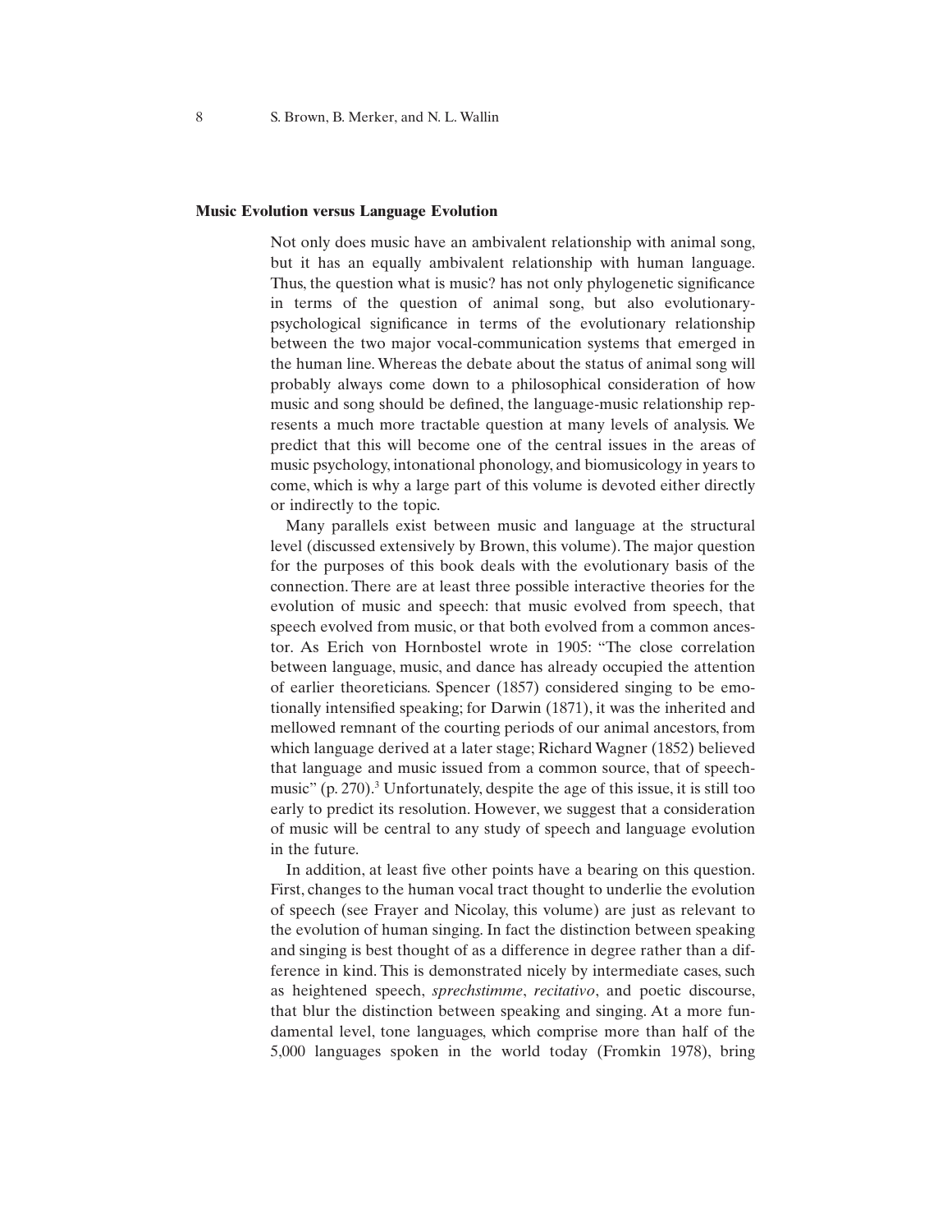## Music Evolution versus Language Evolution

Not only does music have an ambivalent relationship with animal song, but it has an equally ambivalent relationship with human language. Thus, the question what is music? has not only phylogenetic significance in terms of the question of animal song, but also evolutionary-psychological significance in terms of the evolutionary relationship between the two major vocal-communication systems that emerged in the human line. Whereas the debate about the status of animal song will probably always come down to a philosophical consideration of how music and song should be defined, the language-music relationship represents a much more tractable question at many levels of analysis. We predict that this will become one of the central issues in the areas of music psychology, intonational phonology, and biomusicology in years to come, which is why a large part of this volume is devoted either directly or indirectly to the topic.

Many parallels exist between music and language at the structural level (discussed extensively by Brown, this volume). The major question for the purposes of this book deals with the evolutionary basis of the connection. There are at least three possible interactive theories for the evolution of music and speech: that music evolved from speech, that speech evolved from music, or that both evolved from a common ancestor. As Erich von Hornbostel wrote in 1905: "The close correlation between language, music, and dance has already occupied the attention of earlier theoreticians. Spencer (1857) considered singing to be emotionally intensified speaking; for Darwin (1871), it was the inherited and mellowed remnant of the courting periods of our animal ancestors, from which language derived at a later stage; Richard Wagner (1852) believed that language and music issued from a common source, that of speech-music" (p. 270).[3] Unfortunately, despite the age of this issue, it is still too early to predict its resolution. However, we suggest that a consideration of music will be central to any study of speech and language evolution in the future.

In addition, at least five other points have a bearing on this question. First, changes to the human vocal tract thought to underlie the evolution of speech (see Frayer and Nicolay, this volume) are just as relevant to the evolution of human singing. In fact the distinction between speaking and singing is best thought of as a difference in degree rather than a difference in kind. This is demonstrated nicely by intermediate cases, such as heightened speech, *sprechstimme*, *recitativo*, and poetic discourse, that blur the distinction between speaking and singing. At a more fundamental level, tone languages, which comprise more than half of the 5,000 languages spoken in the world today (Fromkin 1978), bring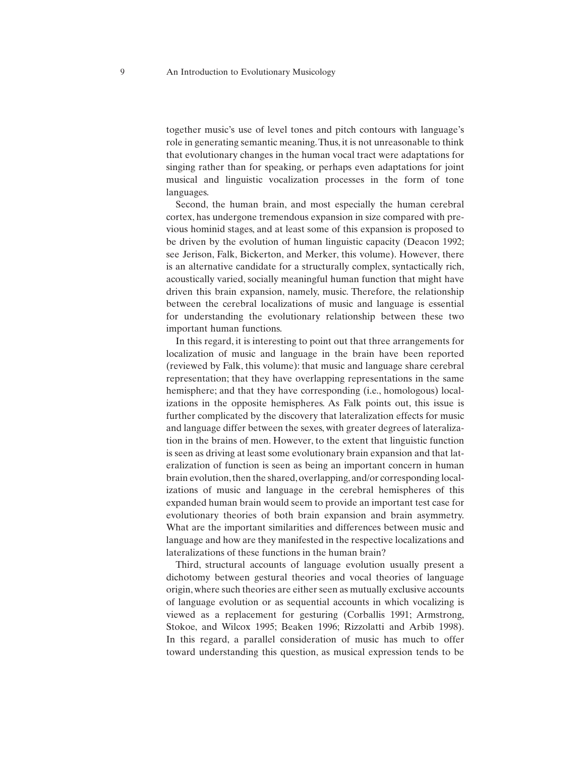together music's use of level tones and pitch contours with language's role in generating semantic meaning. Thus, it is not unreasonable to think that evolutionary changes in the human vocal tract were adaptations for singing rather than for speaking, or perhaps even adaptations for joint musical and linguistic vocalization processes in the form of tone languages.

Second, the human brain, and most especially the human cerebral cortex, has undergone tremendous expansion in size compared with previous hominid stages, and at least some of this expansion is proposed to be driven by the evolution of human linguistic capacity (Deacon 1992; see Jerison, Falk, Bickerton, and Merker, this volume). However, there is an alternative candidate for a structurally complex, syntactically rich, acoustically varied, socially meaningful human function that might have driven this brain expansion, namely, music. Therefore, the relationship between the cerebral localizations of music and language is essential for understanding the evolutionary relationship between these two important human functions.

In this regard, it is interesting to point out that three arrangements for localization of music and language in the brain have been reported (reviewed by Falk, this volume): that music and language share cerebral representation; that they have overlapping representations in the same hemisphere; and that they have corresponding (i.e., homologous) localizations in the opposite hemispheres. As Falk points out, this issue is further complicated by the discovery that lateralization effects for music and language differ between the sexes, with greater degrees of lateralization in the brains of men. However, to the extent that linguistic function is seen as driving at least some evolutionary brain expansion and that lateralization of function is seen as being an important concern in human brain evolution, then the shared, overlapping, and/or corresponding localizations of music and language in the cerebral hemispheres of this expanded human brain would seem to provide an important test case for evolutionary theories of both brain expansion and brain asymmetry. What are the important similarities and differences between music and language and how are they manifested in the respective localizations and lateralizations of these functions in the human brain?

Third, structural accounts of language evolution usually present a dichotomy between gestural theories and vocal theories of language origin, where such theories are either seen as mutually exclusive accounts of language evolution or as sequential accounts in which vocalizing is viewed as a replacement for gesturing (Corballis 1991; Armstrong, Stokoe, and Wilcox 1995; Beaken 1996; Rizzolatti and Arbib 1998). In this regard, a parallel consideration of music has much to offer toward understanding this question, as musical expression tends to be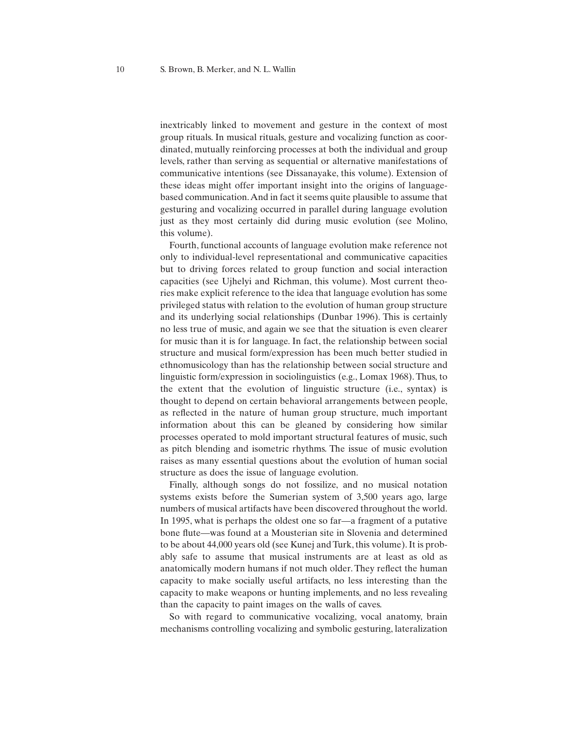inextricably linked to movement and gesture in the context of most group rituals. In musical rituals, gesture and vocalizing function as coordinated, mutually reinforcing processes at both the individual and group levels, rather than serving as sequential or alternative manifestations of communicative intentions (see Dissanayake, this volume). Extension of these ideas might offer important insight into the origins of language-based communication. And in fact it seems quite plausible to assume that gesturing and vocalizing occurred in parallel during language evolution just as they most certainly did during music evolution (see Molino, this volume).

Fourth, functional accounts of language evolution make reference not only to individual-level representational and communicative capacities but to driving forces related to group function and social interaction capacities (see Ujhelyi and Richman, this volume). Most current theories make explicit reference to the idea that language evolution has some privileged status with relation to the evolution of human group structure and its underlying social relationships (Dunbar 1996). This is certainly no less true of music, and again we see that the situation is even clearer for music than it is for language. In fact, the relationship between social structure and musical form/expression has been much better studied in ethnomusicology than has the relationship between social structure and linguistic form/expression in sociolinguistics (e.g., Lomax 1968). Thus, to the extent that the evolution of linguistic structure (i.e., syntax) is thought to depend on certain behavioral arrangements between people, as reflected in the nature of human group structure, much important information about this can be gleaned by considering how similar processes operated to mold important structural features of music, such as pitch blending and isometric rhythms. The issue of music evolution raises as many essential questions about the evolution of human social structure as does the issue of language evolution.

Finally, although songs do not fossilize, and no musical notation systems exists before the Sumerian system of 3,500 years ago, large numbers of musical artifacts have been discovered throughout the world. In 1995, what is perhaps the oldest one so far—a fragment of a putative bone flute—was found at a Mousterian site in Slovenia and determined to be about 44,000 years old (see Kunej and Turk, this volume). It is probably safe to assume that musical instruments are at least as old as anatomically modern humans if not much older. They reflect the human capacity to make socially useful artifacts, no less interesting than the capacity to make weapons or hunting implements, and no less revealing than the capacity to paint images on the walls of caves.

So with regard to communicative vocalizing, vocal anatomy, brain mechanisms controlling vocalizing and symbolic gesturing, lateralization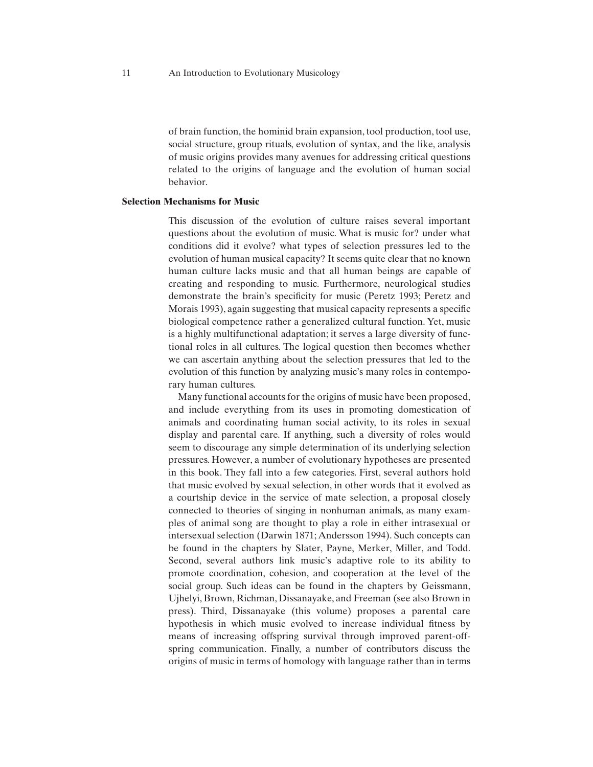of brain function, the hominid brain expansion, tool production, tool use, social structure, group rituals, evolution of syntax, and the like, analysis of music origins provides many avenues for addressing critical questions related to the origins of language and the evolution of human social behavior.

### Selection Mechanisms for Music

This discussion of the evolution of culture raises several important questions about the evolution of music. What is music for? under what conditions did it evolve? what types of selection pressures led to the evolution of human musical capacity? It seems quite clear that no known human culture lacks music and that all human beings are capable of creating and responding to music. Furthermore, neurological studies demonstrate the brain's specificity for music (Peretz 1993; Peretz and Morais 1993), again suggesting that musical capacity represents a specific biological competence rather a generalized cultural function. Yet, music is a highly multifunctional adaptation; it serves a large diversity of functional roles in all cultures. The logical question then becomes whether we can ascertain anything about the selection pressures that led to the evolution of this function by analyzing music's many roles in contemporary human cultures.

Many functional accounts for the origins of music have been proposed, and include everything from its uses in promoting domestication of animals and coordinating human social activity, to its roles in sexual display and parental care. If anything, such a diversity of roles would seem to discourage any simple determination of its underlying selection pressures. However, a number of evolutionary hypotheses are presented in this book. They fall into a few categories. First, several authors hold that music evolved by sexual selection, in other words that it evolved as a courtship device in the service of mate selection, a proposal closely connected to theories of singing in nonhuman animals, as many examples of animal song are thought to play a role in either intrasexual or intersexual selection (Darwin 1871; Andersson 1994). Such concepts can be found in the chapters by Slater, Payne, Merker, Miller, and Todd. Second, several authors link music's adaptive role to its ability to promote coordination, cohesion, and cooperation at the level of the social group. Such ideas can be found in the chapters by Geissmann, Ujhelyi, Brown, Richman, Dissanayake, and Freeman (see also Brown in press). Third, Dissanayake (this volume) proposes a parental care hypothesis in which music evolved to increase individual fitness by means of increasing offspring survival through improved parent-offspring communication. Finally, a number of contributors discuss the origins of music in terms of homology with language rather than in terms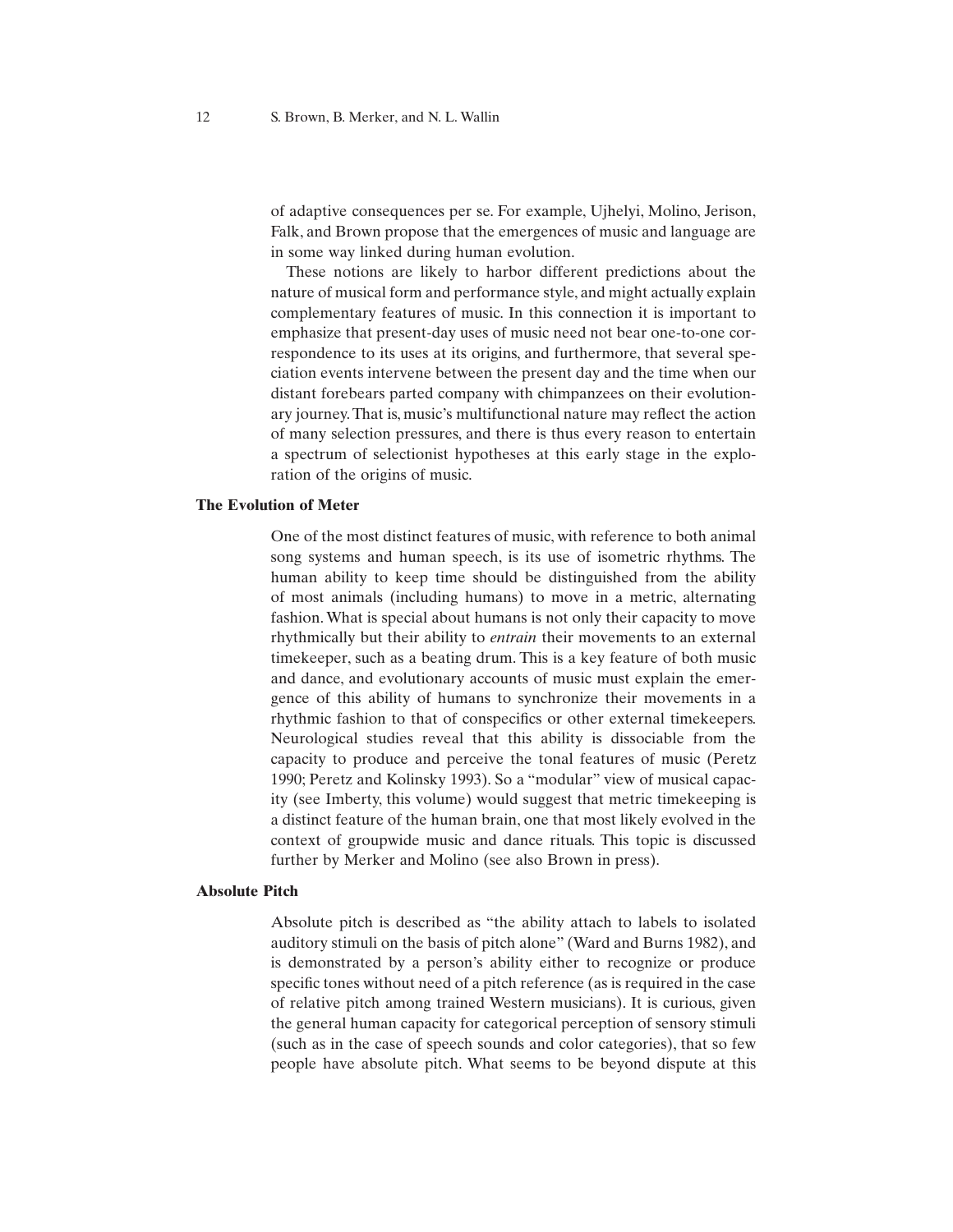of adaptive consequences per se. For example, Ujhelyi, Molino, Jerison, Falk, and Brown propose that the emergences of music and language are in some way linked during human evolution.

These notions are likely to harbor different predictions about the nature of musical form and performance style, and might actually explain complementary features of music. In this connection it is important to emphasize that present-day uses of music need not bear one-to-one correspondence to its uses at its origins, and furthermore, that several speciation events intervene between the present day and the time when our distant forebears parted company with chimpanzees on their evolutionary journey. That is, music's multifunctional nature may reflect the action of many selection pressures, and there is thus every reason to entertain a spectrum of selectionist hypotheses at this early stage in the exploration of the origins of music.

## The Evolution of Meter

One of the most distinct features of music, with reference to both animal song systems and human speech, is its use of isometric rhythms. The human ability to keep time should be distinguished from the ability of most animals (including humans) to move in a metric, alternating fashion. What is special about humans is not only their capacity to move rhythmically but their ability to *entrain* their movements to an external timekeeper, such as a beating drum. This is a key feature of both music and dance, and evolutionary accounts of music must explain the emergence of this ability of humans to synchronize their movements in a rhythmic fashion to that of conspecifics or other external timekeepers. Neurological studies reveal that this ability is dissociable from the capacity to produce and perceive the tonal features of music (Peretz 1990; Peretz and Kolinsky 1993). So a "modular" view of musical capacity (see Imberty, this volume) would suggest that metric timekeeping is a distinct feature of the human brain, one that most likely evolved in the context of groupwide music and dance rituals. This topic is discussed further by Merker and Molino (see also Brown in press).

## Absolute Pitch

Absolute pitch is described as "the ability attach to labels to isolated auditory stimuli on the basis of pitch alone" (Ward and Burns 1982), and is demonstrated by a person's ability either to recognize or produce specific tones without need of a pitch reference (as is required in the case of relative pitch among trained Western musicians). It is curious, given the general human capacity for categorical perception of sensory stimuli (such as in the case of speech sounds and color categories), that so few people have absolute pitch. What seems to be beyond dispute at this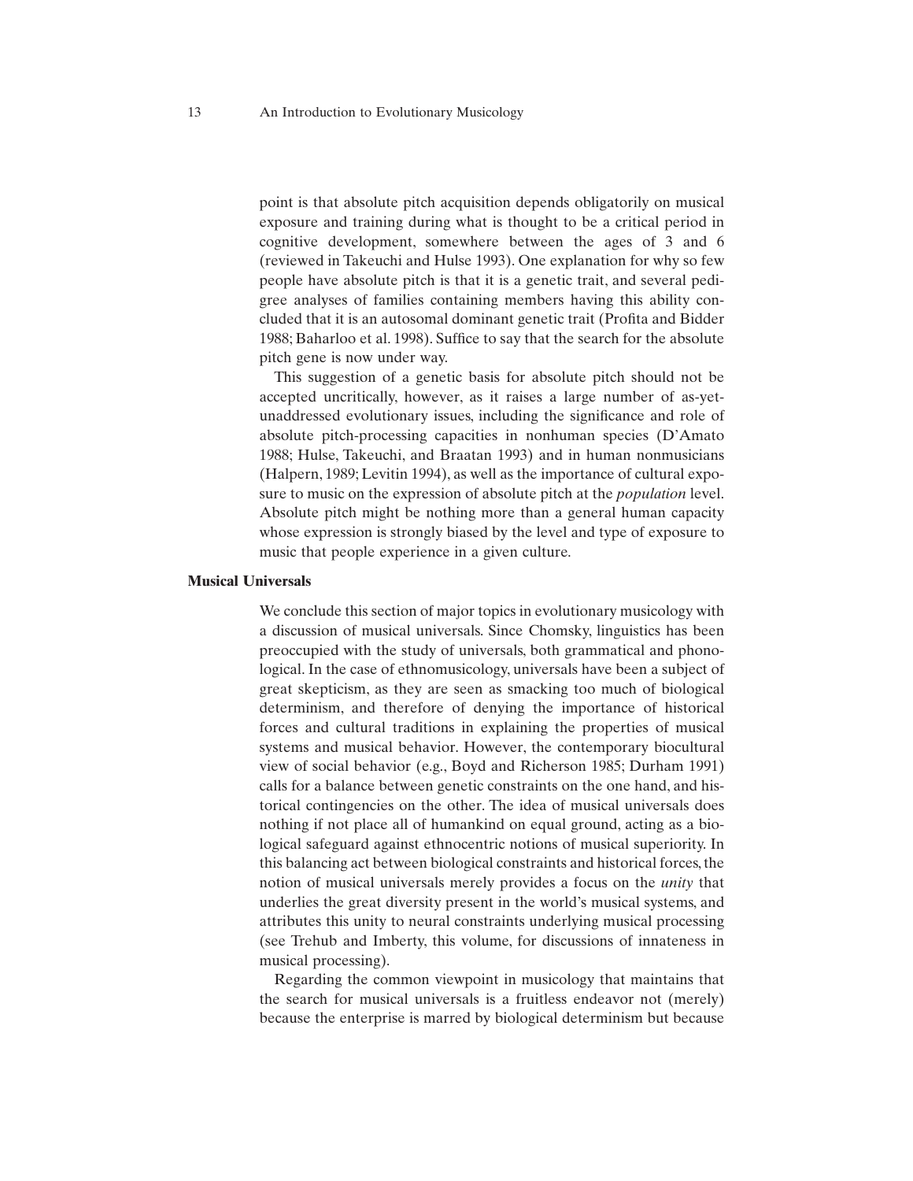point is that absolute pitch acquisition depends obligatorily on musical exposure and training during what is thought to be a critical period in cognitive development, somewhere between the ages of 3 and 6 (reviewed in Takeuchi and Hulse 1993). One explanation for why so few people have absolute pitch is that it is a genetic trait, and several pedigree analyses of families containing members having this ability concluded that it is an autosomal dominant genetic trait (Profita and Bidder 1988; Baharloo et al. 1998). Suffice to say that the search for the absolute pitch gene is now under way.

This suggestion of a genetic basis for absolute pitch should not be accepted uncritically, however, as it raises a large number of as-yet-unaddressed evolutionary issues, including the significance and role of absolute pitch-processing capacities in nonhuman species (D'Amato 1988; Hulse, Takeuchi, and Braatan 1993) and in human nonmusicians (Halpern, 1989; Levitin 1994), as well as the importance of cultural exposure to music on the expression of absolute pitch at the *population* level. Absolute pitch might be nothing more than a general human capacity whose expression is strongly biased by the level and type of exposure to music that people experience in a given culture.

### Musical Universals

We conclude this section of major topics in evolutionary musicology with a discussion of musical universals. Since Chomsky, linguistics has been preoccupied with the study of universals, both grammatical and phonological. In the case of ethnomusicology, universals have been a subject of great skepticism, as they are seen as smacking too much of biological determinism, and therefore of denying the importance of historical forces and cultural traditions in explaining the properties of musical systems and musical behavior. However, the contemporary biocultural view of social behavior (e.g., Boyd and Richerson 1985; Durham 1991) calls for a balance between genetic constraints on the one hand, and historical contingencies on the other. The idea of musical universals does nothing if not place all of humankind on equal ground, acting as a biological safeguard against ethnocentric notions of musical superiority. In this balancing act between biological constraints and historical forces, the notion of musical universals merely provides a focus on the *unity* that underlies the great diversity present in the world's musical systems, and attributes this unity to neural constraints underlying musical processing (see Trehub and Imberty, this volume, for discussions of innateness in musical processing).

Regarding the common viewpoint in musicology that maintains that the search for musical universals is a fruitless endeavor not (merely) because the enterprise is marred by biological determinism but because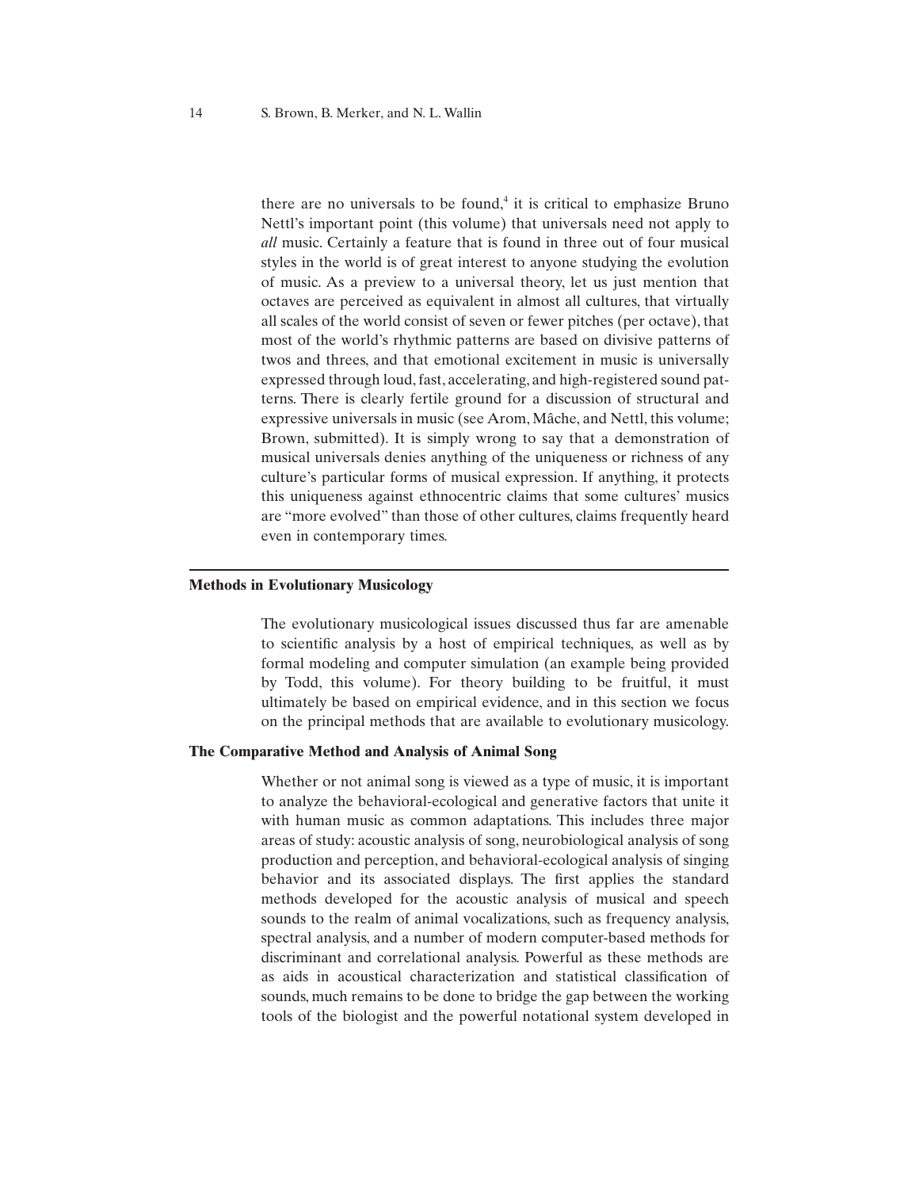there are no universals to be found,[4] it is critical to emphasize Bruno Nettl's important point (this volume) that universals need not apply to *all* music. Certainly a feature that is found in three out of four musical styles in the world is of great interest to anyone studying the evolution of music. As a preview to a universal theory, let us just mention that octaves are perceived as equivalent in almost all cultures, that virtually all scales of the world consist of seven or fewer pitches (per octave), that most of the world's rhythmic patterns are based on divisive patterns of twos and threes, and that emotional excitement in music is universally expressed through loud, fast, accelerating, and high-registered sound patterns. There is clearly fertile ground for a discussion of structural and expressive universals in music (see Arom, Mâche, and Nettl, this volume; Brown, submitted). It is simply wrong to say that a demonstration of musical universals denies anything of the uniqueness or richness of any culture's particular forms of musical expression. If anything, it protects this uniqueness against ethnocentric claims that some cultures' musics are "more evolved" than those of other cultures, claims frequently heard even in contemporary times.

## Methods in Evolutionary Musicology

The evolutionary musicological issues discussed thus far are amenable to scientific analysis by a host of empirical techniques, as well as by formal modeling and computer simulation (an example being provided by Todd, this volume). For theory building to be fruitful, it must ultimately be based on empirical evidence, and in this section we focus on the principal methods that are available to evolutionary musicology.

### The Comparative Method and Analysis of Animal Song

Whether or not animal song is viewed as a type of music, it is important to analyze the behavioral-ecological and generative factors that unite it with human music as common adaptations. This includes three major areas of study: acoustic analysis of song, neurobiological analysis of song production and perception, and behavioral-ecological analysis of singing behavior and its associated displays. The first applies the standard methods developed for the acoustic analysis of musical and speech sounds to the realm of animal vocalizations, such as frequency analysis, spectral analysis, and a number of modern computer-based methods for discriminant and correlational analysis. Powerful as these methods are as aids in acoustical characterization and statistical classification of sounds, much remains to be done to bridge the gap between the working tools of the biologist and the powerful notational system developed in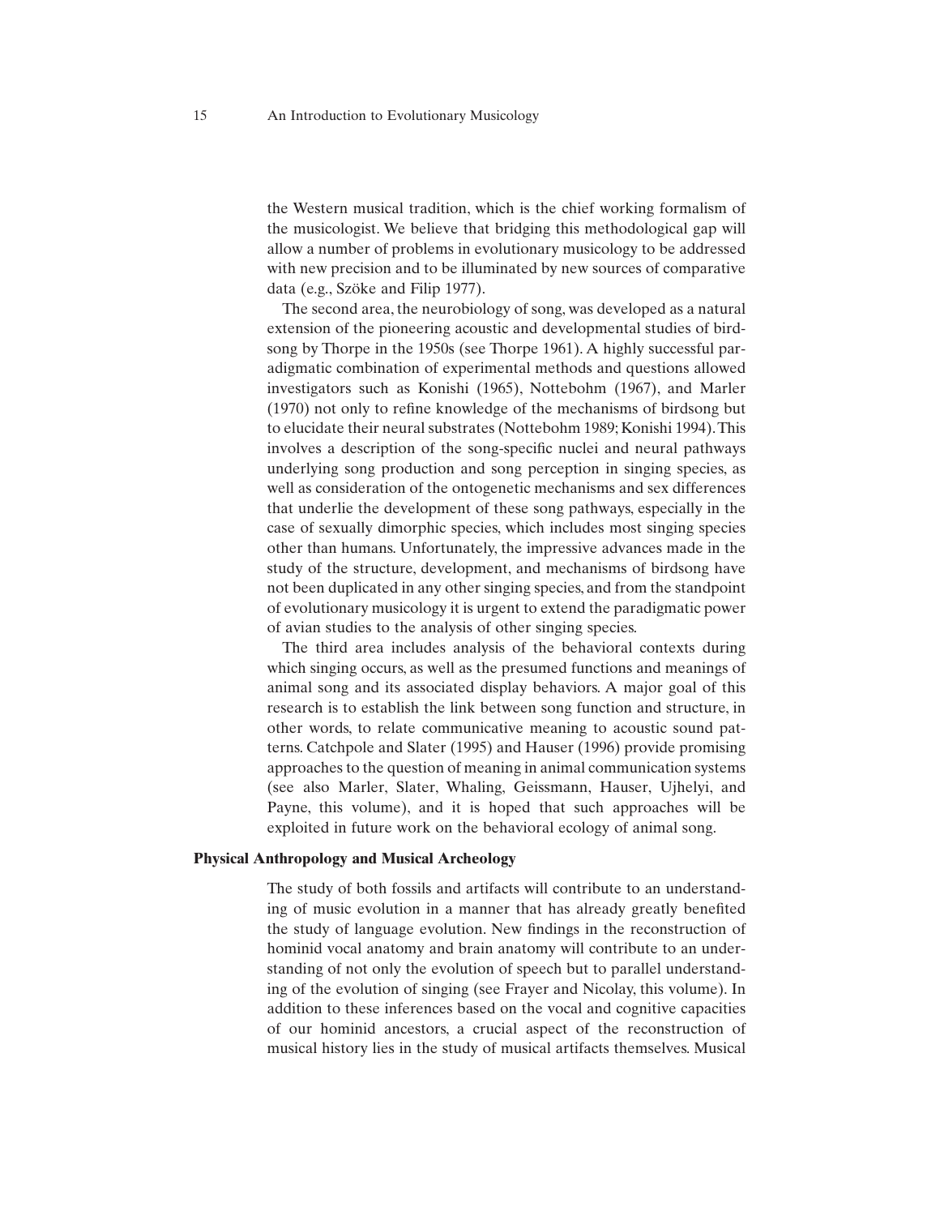the Western musical tradition, which is the chief working formalism of the musicologist. We believe that bridging this methodological gap will allow a number of problems in evolutionary musicology to be addressed with new precision and to be illuminated by new sources of comparative data (e.g., Szöke and Filip 1977).

The second area, the neurobiology of song, was developed as a natural extension of the pioneering acoustic and developmental studies of birdsong by Thorpe in the 1950s (see Thorpe 1961). A highly successful paradigmatic combination of experimental methods and questions allowed investigators such as Konishi (1965), Nottebohm (1967), and Marler (1970) not only to refine knowledge of the mechanisms of birdsong but to elucidate their neural substrates (Nottebohm 1989; Konishi 1994). This involves a description of the song-specific nuclei and neural pathways underlying song production and song perception in singing species, as well as consideration of the ontogenetic mechanisms and sex differences that underlie the development of these song pathways, especially in the case of sexually dimorphic species, which includes most singing species other than humans. Unfortunately, the impressive advances made in the study of the structure, development, and mechanisms of birdsong have not been duplicated in any other singing species, and from the standpoint of evolutionary musicology it is urgent to extend the paradigmatic power of avian studies to the analysis of other singing species.

The third area includes analysis of the behavioral contexts during which singing occurs, as well as the presumed functions and meanings of animal song and its associated display behaviors. A major goal of this research is to establish the link between song function and structure, in other words, to relate communicative meaning to acoustic sound patterns. Catchpole and Slater (1995) and Hauser (1996) provide promising approaches to the question of meaning in animal communication systems (see also Marler, Slater, Whaling, Geissmann, Hauser, Ujhelyi, and Payne, this volume), and it is hoped that such approaches will be exploited in future work on the behavioral ecology of animal song.

### Physical Anthropology and Musical Archeology

The study of both fossils and artifacts will contribute to an understanding of music evolution in a manner that has already greatly benefited the study of language evolution. New findings in the reconstruction of hominid vocal anatomy and brain anatomy will contribute to an understanding of not only the evolution of speech but to parallel understanding of the evolution of singing (see Frayer and Nicolay, this volume). In addition to these inferences based on the vocal and cognitive capacities of our hominid ancestors, a crucial aspect of the reconstruction of musical history lies in the study of musical artifacts themselves. Musical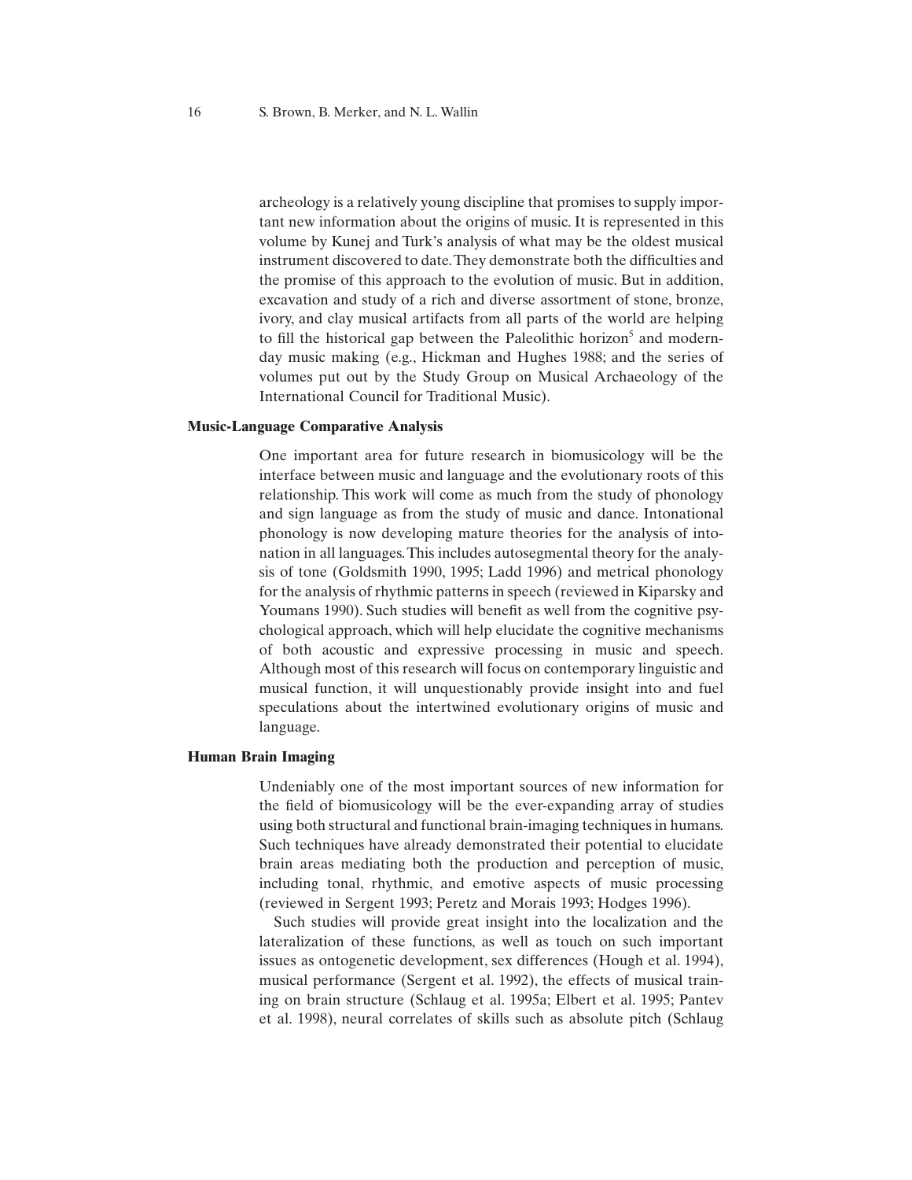archeology is a relatively young discipline that promises to supply important new information about the origins of music. It is represented in this volume by Kunej and Turk's analysis of what may be the oldest musical instrument discovered to date. They demonstrate both the difficulties and the promise of this approach to the evolution of music. But in addition, excavation and study of a rich and diverse assortment of stone, bronze, ivory, and clay musical artifacts from all parts of the world are helping to fill the historical gap between the Paleolithic horizon[5] and modern-day music making (e.g., Hickman and Hughes 1988; and the series of volumes put out by the Study Group on Musical Archaeology of the International Council for Traditional Music).

### Music-Language Comparative Analysis

One important area for future research in biomusicology will be the interface between music and language and the evolutionary roots of this relationship. This work will come as much from the study of phonology and sign language as from the study of music and dance. Intonational phonology is now developing mature theories for the analysis of intonation in all languages. This includes autosegmental theory for the analysis of tone (Goldsmith 1990, 1995; Ladd 1996) and metrical phonology for the analysis of rhythmic patterns in speech (reviewed in Kiparsky and Youmans 1990). Such studies will benefit as well from the cognitive psychological approach, which will help elucidate the cognitive mechanisms of both acoustic and expressive processing in music and speech. Although most of this research will focus on contemporary linguistic and musical function, it will unquestionably provide insight into and fuel speculations about the intertwined evolutionary origins of music and language.

### Human Brain Imaging

Undeniably one of the most important sources of new information for the field of biomusicology will be the ever-expanding array of studies using both structural and functional brain-imaging techniques in humans. Such techniques have already demonstrated their potential to elucidate brain areas mediating both the production and perception of music, including tonal, rhythmic, and emotive aspects of music processing (reviewed in Sergent 1993; Peretz and Morais 1993; Hodges 1996).

Such studies will provide great insight into the localization and the lateralization of these functions, as well as touch on such important issues as ontogenetic development, sex differences (Hough et al. 1994), musical performance (Sergent et al. 1992), the effects of musical training on brain structure (Schlaug et al. 1995a; Elbert et al. 1995; Pantev et al. 1998), neural correlates of skills such as absolute pitch (Schlaug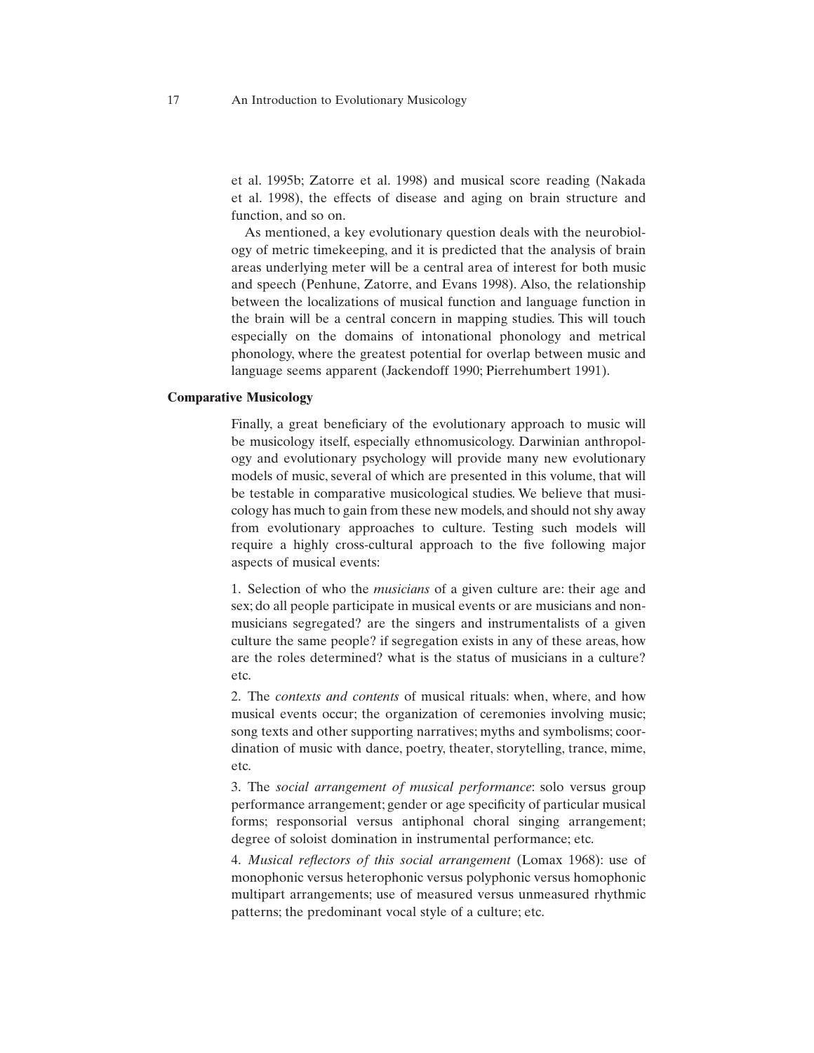et al. 1995b; Zatorre et al. 1998) and musical score reading (Nakada et al. 1998), the effects of disease and aging on brain structure and function, and so on.

As mentioned, a key evolutionary question deals with the neurobiology of metric timekeeping, and it is predicted that the analysis of brain areas underlying meter will be a central area of interest for both music and speech (Penhune, Zatorre, and Evans 1998). Also, the relationship between the localizations of musical function and language function in the brain will be a central concern in mapping studies. This will touch especially on the domains of intonational phonology and metrical phonology, where the greatest potential for overlap between music and language seems apparent (Jackendoff 1990; Pierrehumbert 1991).

### Comparative Musicology

Finally, a great beneficiary of the evolutionary approach to music will be musicology itself, especially ethnomusicology. Darwinian anthropology and evolutionary psychology will provide many new evolutionary models of music, several of which are presented in this volume, that will be testable in comparative musicological studies. We believe that musicology has much to gain from these new models, and should not shy away from evolutionary approaches to culture. Testing such models will require a highly cross-cultural approach to the five following major aspects of musical events:

1. Selection of who the *musicians* of a given culture are: their age and sex; do all people participate in musical events or are musicians and non-musicians segregated? are the singers and instrumentalists of a given culture the same people? if segregation exists in any of these areas, how are the roles determined? what is the status of musicians in a culture? etc.

2. The *contexts and contents* of musical rituals: when, where, and how musical events occur; the organization of ceremonies involving music; song texts and other supporting narratives; myths and symbolisms; coordination of music with dance, poetry, theater, storytelling, trance, mime, etc.

3. The *social arrangement of musical performance*: solo versus group performance arrangement; gender or age specificity of particular musical forms; responsorial versus antiphonal choral singing arrangement; degree of soloist domination in instrumental performance; etc.

4. *Musical reflectors of this social arrangement* (Lomax 1968): use of monophonic versus heterophonic versus polyphonic versus homophonic multipart arrangements; use of measured versus unmeasured rhythmic patterns; the predominant vocal style of a culture; etc.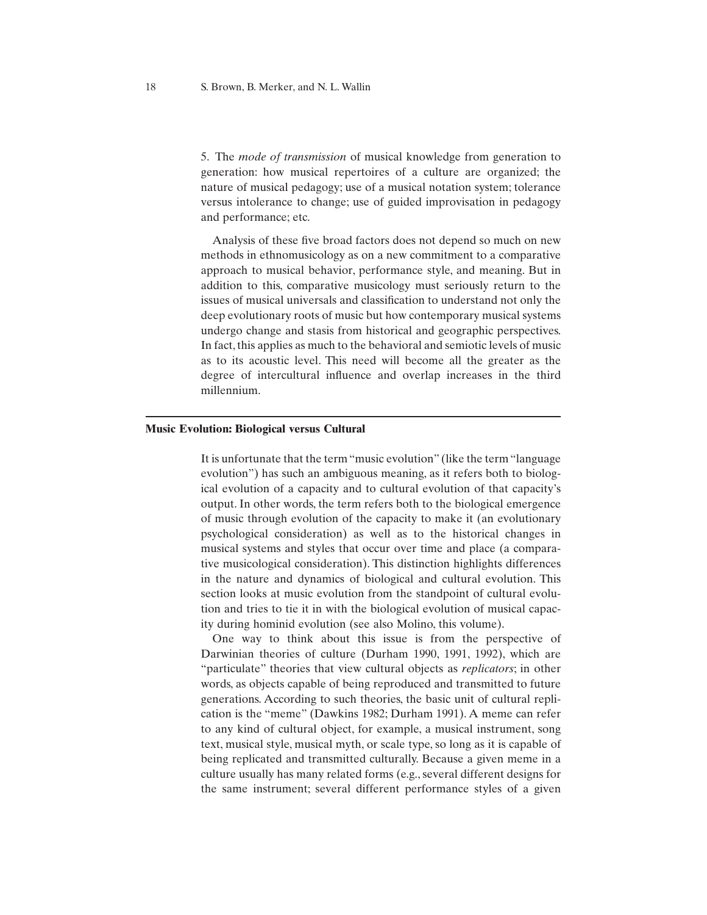5. The *mode of transmission* of musical knowledge from generation to generation: how musical repertoires of a culture are organized; the nature of musical pedagogy; use of a musical notation system; tolerance versus intolerance to change; use of guided improvisation in pedagogy and performance; etc.

Analysis of these five broad factors does not depend so much on new methods in ethnomusicology as on a new commitment to a comparative approach to musical behavior, performance style, and meaning. But in addition to this, comparative musicology must seriously return to the issues of musical universals and classification to understand not only the deep evolutionary roots of music but how contemporary musical systems undergo change and stasis from historical and geographic perspectives. In fact, this applies as much to the behavioral and semiotic levels of music as to its acoustic level. This need will become all the greater as the degree of intercultural influence and overlap increases in the third millennium.

## Music Evolution: Biological versus Cultural

It is unfortunate that the term "music evolution" (like the term "language evolution") has such an ambiguous meaning, as it refers both to biological evolution of a capacity and to cultural evolution of that capacity's output. In other words, the term refers both to the biological emergence of music through evolution of the capacity to make it (an evolutionary psychological consideration) as well as to the historical changes in musical systems and styles that occur over time and place (a comparative musicological consideration). This distinction highlights differences in the nature and dynamics of biological and cultural evolution. This section looks at music evolution from the standpoint of cultural evolution and tries to tie it in with the biological evolution of musical capacity during hominid evolution (see also Molino, this volume).

One way to think about this issue is from the perspective of Darwinian theories of culture (Durham 1990, 1991, 1992), which are "particulate" theories that view cultural objects as *replicators*; in other words, as objects capable of being reproduced and transmitted to future generations. According to such theories, the basic unit of cultural replication is the "meme" (Dawkins 1982; Durham 1991). A meme can refer to any kind of cultural object, for example, a musical instrument, song text, musical style, musical myth, or scale type, so long as it is capable of being replicated and transmitted culturally. Because a given meme in a culture usually has many related forms (e.g., several different designs for the same instrument; several different performance styles of a given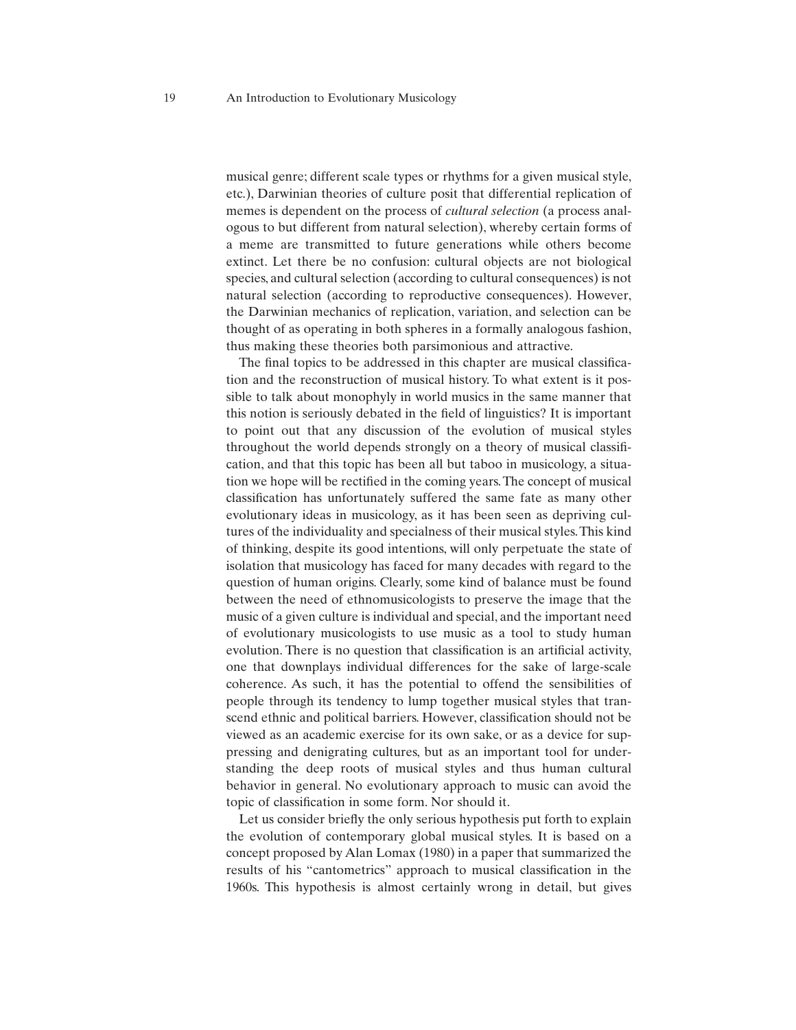musical genre; different scale types or rhythms for a given musical style, etc.), Darwinian theories of culture posit that differential replication of memes is dependent on the process of *cultural selection* (a process analogous to but different from natural selection), whereby certain forms of a meme are transmitted to future generations while others become extinct. Let there be no confusion: cultural objects are not biological species, and cultural selection (according to cultural consequences) is not natural selection (according to reproductive consequences). However, the Darwinian mechanics of replication, variation, and selection can be thought of as operating in both spheres in a formally analogous fashion, thus making these theories both parsimonious and attractive.

The final topics to be addressed in this chapter are musical classification and the reconstruction of musical history. To what extent is it possible to talk about monophyly in world musics in the same manner that this notion is seriously debated in the field of linguistics? It is important to point out that any discussion of the evolution of musical styles throughout the world depends strongly on a theory of musical classification, and that this topic has been all but taboo in musicology, a situation we hope will be rectified in the coming years. The concept of musical classification has unfortunately suffered the same fate as many other evolutionary ideas in musicology, as it has been seen as depriving cultures of the individuality and specialness of their musical styles. This kind of thinking, despite its good intentions, will only perpetuate the state of isolation that musicology has faced for many decades with regard to the question of human origins. Clearly, some kind of balance must be found between the need of ethnomusicologists to preserve the image that the music of a given culture is individual and special, and the important need of evolutionary musicologists to use music as a tool to study human evolution. There is no question that classification is an artificial activity, one that downplays individual differences for the sake of large-scale coherence. As such, it has the potential to offend the sensibilities of people through its tendency to lump together musical styles that transcend ethnic and political barriers. However, classification should not be viewed as an academic exercise for its own sake, or as a device for suppressing and denigrating cultures, but as an important tool for understanding the deep roots of musical styles and thus human cultural behavior in general. No evolutionary approach to music can avoid the topic of classification in some form. Nor should it.

Let us consider briefly the only serious hypothesis put forth to explain the evolution of contemporary global musical styles. It is based on a concept proposed by Alan Lomax (1980) in a paper that summarized the results of his "cantometrics" approach to musical classification in the 1960s. This hypothesis is almost certainly wrong in detail, but gives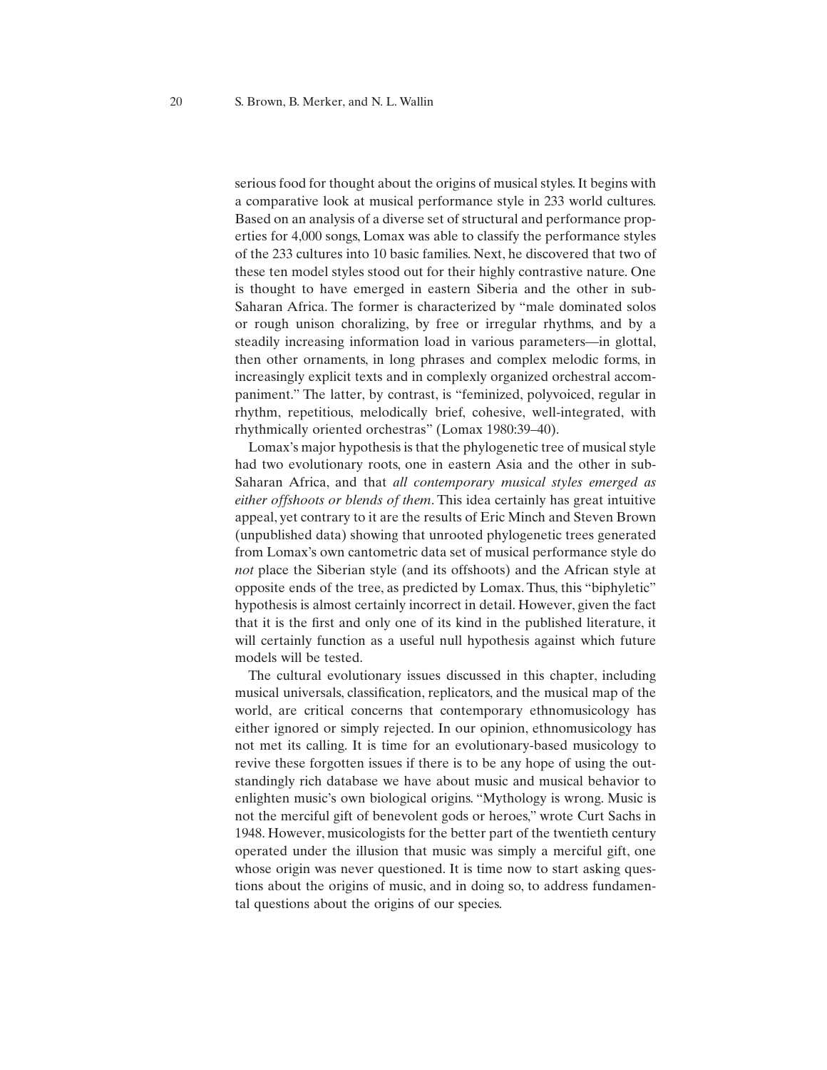serious food for thought about the origins of musical styles. It begins with a comparative look at musical performance style in 233 world cultures. Based on an analysis of a diverse set of structural and performance properties for 4,000 songs, Lomax was able to classify the performance styles of the 233 cultures into 10 basic families. Next, he discovered that two of these ten model styles stood out for their highly contrastive nature. One is thought to have emerged in eastern Siberia and the other in sub-Saharan Africa. The former is characterized by "male dominated solos or rough unison choralizing, by free or irregular rhythms, and by a steadily increasing information load in various parameters—in glottal, then other ornaments, in long phrases and complex melodic forms, in increasingly explicit texts and in complexly organized orchestral accompaniment." The latter, by contrast, is "feminized, polyvoiced, regular in rhythm, repetitious, melodically brief, cohesive, well-integrated, with rhythmically oriented orchestras" (Lomax 1980:39–40).

Lomax's major hypothesis is that the phylogenetic tree of musical style had two evolutionary roots, one in eastern Asia and the other in sub-Saharan Africa, and that *all contemporary musical styles emerged as either offshoots or blends of them*. This idea certainly has great intuitive appeal, yet contrary to it are the results of Eric Minch and Steven Brown (unpublished data) showing that unrooted phylogenetic trees generated from Lomax's own cantometric data set of musical performance style do *not* place the Siberian style (and its offshoots) and the African style at opposite ends of the tree, as predicted by Lomax. Thus, this "biphyletic" hypothesis is almost certainly incorrect in detail. However, given the fact that it is the first and only one of its kind in the published literature, it will certainly function as a useful null hypothesis against which future models will be tested.

The cultural evolutionary issues discussed in this chapter, including musical universals, classification, replicators, and the musical map of the world, are critical concerns that contemporary ethnomusicology has either ignored or simply rejected. In our opinion, ethnomusicology has not met its calling. It is time for an evolutionary-based musicology to revive these forgotten issues if there is to be any hope of using the outstandingly rich database we have about music and musical behavior to enlighten music's own biological origins. "Mythology is wrong. Music is not the merciful gift of benevolent gods or heroes," wrote Curt Sachs in 1948. However, musicologists for the better part of the twentieth century operated under the illusion that music was simply a merciful gift, one whose origin was never questioned. It is time now to start asking questions about the origins of music, and in doing so, to address fundamental questions about the origins of our species.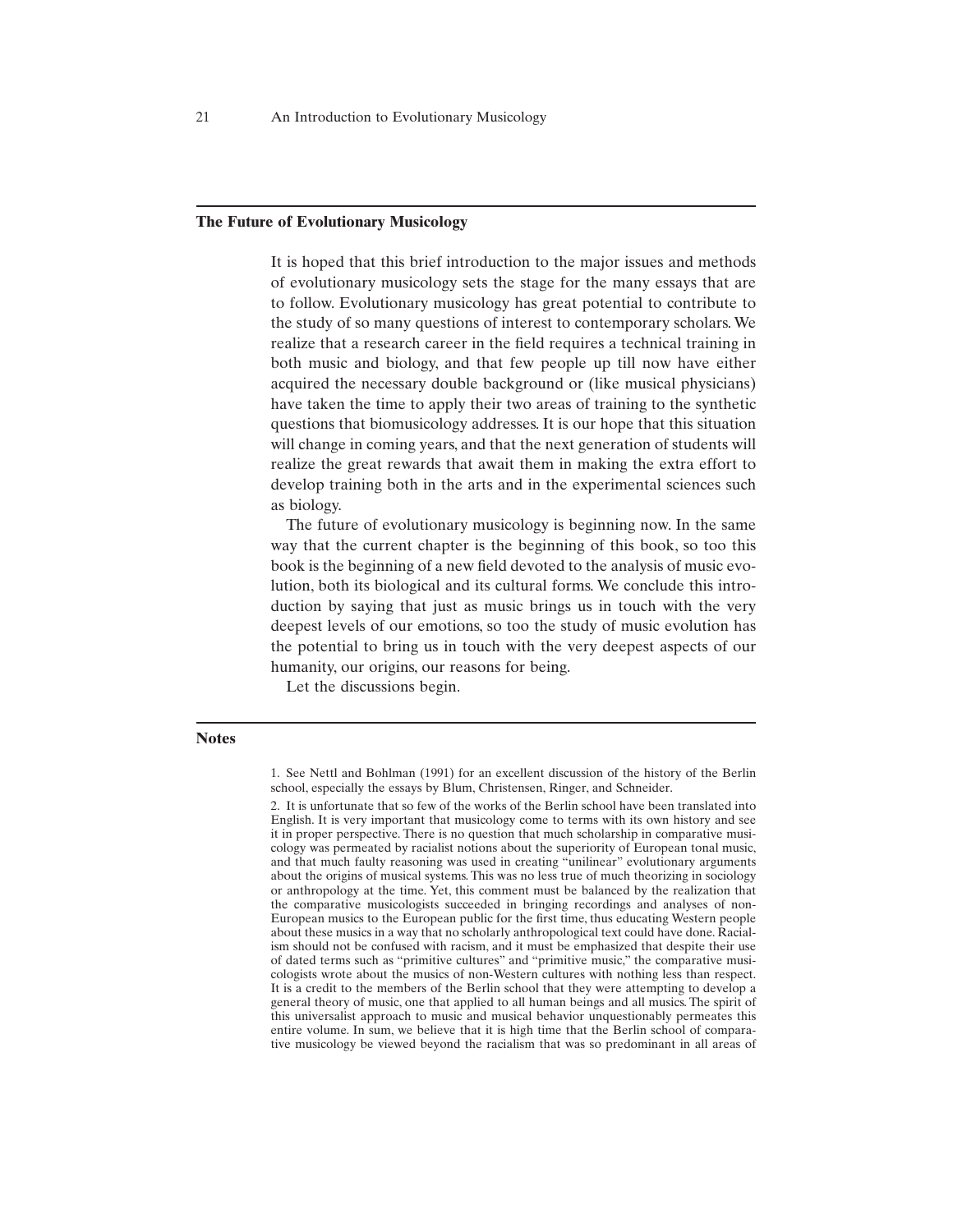## The Future of Evolutionary Musicology

It is hoped that this brief introduction to the major issues and methods of evolutionary musicology sets the stage for the many essays that are to follow. Evolutionary musicology has great potential to contribute to the study of so many questions of interest to contemporary scholars. We realize that a research career in the field requires a technical training in both music and biology, and that few people up till now have either acquired the necessary double background or (like musical physicians) have taken the time to apply their two areas of training to the synthetic questions that biomusicology addresses. It is our hope that this situation will change in coming years, and that the next generation of students will realize the great rewards that await them in making the extra effort to develop training both in the arts and in the experimental sciences such as biology.

The future of evolutionary musicology is beginning now. In the same way that the current chapter is the beginning of this book, so too this book is the beginning of a new field devoted to the analysis of music evolution, both its biological and its cultural forms. We conclude this introduction by saying that just as music brings us in touch with the very deepest levels of our emotions, so too the study of music evolution has the potential to bring us in touch with the very deepest aspects of our humanity, our origins, our reasons for being.

Let the discussions begin.

## Notes

1. See Nettl and Bohlman (1991) for an excellent discussion of the history of the Berlin school, especially the essays by Blum, Christensen, Ringer, and Schneider.

2. It is unfortunate that so few of the works of the Berlin school have been translated into English. It is very important that musicology come to terms with its own history and see it in proper perspective. There is no question that much scholarship in comparative musicology was permeated by racialist notions about the superiority of European tonal music, and that much faulty reasoning was used in creating "unilinear" evolutionary arguments about the origins of musical systems. This was no less true of much theorizing in sociology or anthropology at the time. Yet, this comment must be balanced by the realization that the comparative musicologists succeeded in bringing recordings and analyses of non-European musics to the European public for the first time, thus educating Western people about these musics in a way that no scholarly anthropological text could have done. Racialism should not be confused with racism, and it must be emphasized that despite their use of dated terms such as "primitive cultures" and "primitive music," the comparative musicologists wrote about the musics of non-Western cultures with nothing less than respect. It is a credit to the members of the Berlin school that they were attempting to develop a general theory of music, one that applied to all human beings and all musics. The spirit of this universalist approach to music and musical behavior unquestionably permeates this entire volume. In sum, we believe that it is high time that the Berlin school of comparative musicology be viewed beyond the racialism that was so predominant in all areas of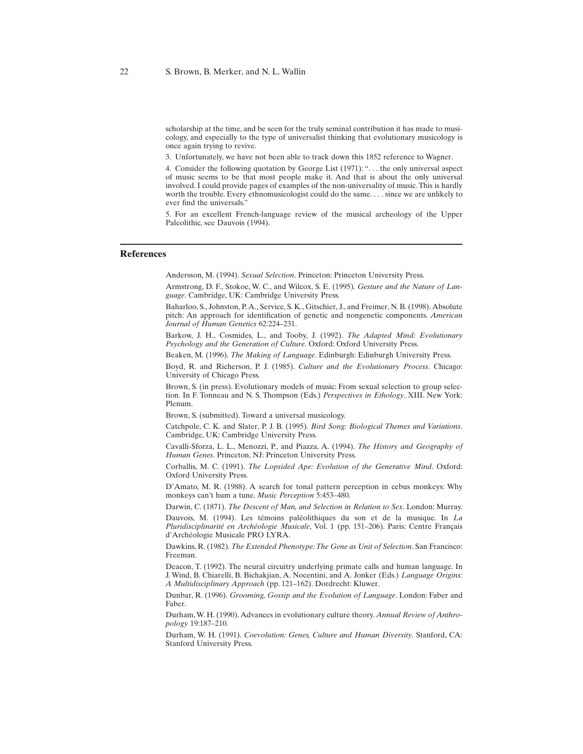scholarship at the time, and be seen for the truly seminal contribution it has made to musicology, and especially to the type of universalist thinking that evolutionary musicology is once again trying to revive.

3. Unfortunately, we have not been able to track down this 1852 reference to Wagner.

4. Consider the following quotation by George List (1971): ". . . the only universal aspect of music seems to be that most people make it. And that is about the only universal involved. I could provide pages of examples of the non-universality of music. This is hardly worth the trouble. Every ethnomusicologist could do the same. . . . since we are unlikely to ever find the universals."

5. For an excellent French-language review of the musical archeology of the Upper Paleolithic, see Dauvois (1994).

## References

Andersson, M. (1994). *Sexual Selection*. Princeton: Princeton University Press.

Armstrong, D. F., Stokoe, W. C., and Wilcox, S. E. (1995). *Gesture and the Nature of Language*. Cambridge, UK: Cambridge University Press.

Baharloo, S., Johnston, P. A., Service, S. K., Gitschier, J., and Freimer, N. B. (1998). Absolute pitch: An approach for identification of genetic and nongenetic components. *American Journal of Human Genetics* 62:224–231.

Barkow, J. H., Cosmides, L., and Tooby, J. (1992). *The Adapted Mind: Evolutionary Psychology and the Generation of Culture*. Oxford: Oxford University Press.

Beaken, M. (1996). *The Making of Language*. Edinburgh: Edinburgh University Press.

Boyd, R. and Richerson, P. J. (1985). *Culture and the Evolutionary Process*. Chicago: University of Chicago Press.

Brown, S. (in press). Evolutionary models of music: From sexual selection to group selection. In F. Tonneau and N. S. Thompson (Eds.) *Perspectives in Ethology*, XIII. New York: Plenum.

Brown, S. (submitted). Toward a universal musicology.

Catchpole, C. K. and Slater, P. J. B. (1995). *Bird Song: Biological Themes and Variations*. Cambridge, UK: Cambridge University Press.

Cavalli-Sforza, L. L., Menozzi, P., and Piazza, A. (1994). *The History and Geography of Human Genes*. Princeton, NJ: Princeton University Press.

Corballis, M. C. (1991). *The Lopsided Ape: Evolution of the Generative Mind*. Oxford: Oxford University Press.

D'Amato, M. R. (1988). A search for tonal pattern perception in cebus monkeys: Why monkeys can't hum a tune. *Music Perception* 5:453–480.

Darwin, C. (1871). *The Descent of Man, and Selection in Relation to Sex*. London: Murray.

Dauvois, M. (1994). Les témoins paléolithiques du son et de la musique. In *La Pluridisciplinarité en Archéologie Musicale*, Vol. 1 (pp. 151–206). Paris: Centre Français d'Archéologie Musicale PRO LYRA.

Dawkins, R. (1982). *The Extended Phenotype: The Gene as Unit of Selection*. San Francisco: Freeman.

Deacon, T. (1992). The neural circuitry underlying primate calls and human language. In J. Wind, B. Chiarelli, B. Bichakjian, A. Nocentini, and A. Jonker (Eds.) *Language Origins: A Multidisciplinary Approach* (pp. 121–162). Dordrecht: Kluwer.

Dunbar, R. (1996). *Grooming, Gossip and the Evolution of Language*. London: Faber and Faber.

Durham, W. H. (1990). Advances in evolutionary culture theory. *Annual Review of Anthropology* 19:187–210.

Durham, W. H. (1991). *Coevolution: Genes, Culture and Human Diversity*. Stanford, CA: Stanford University Press.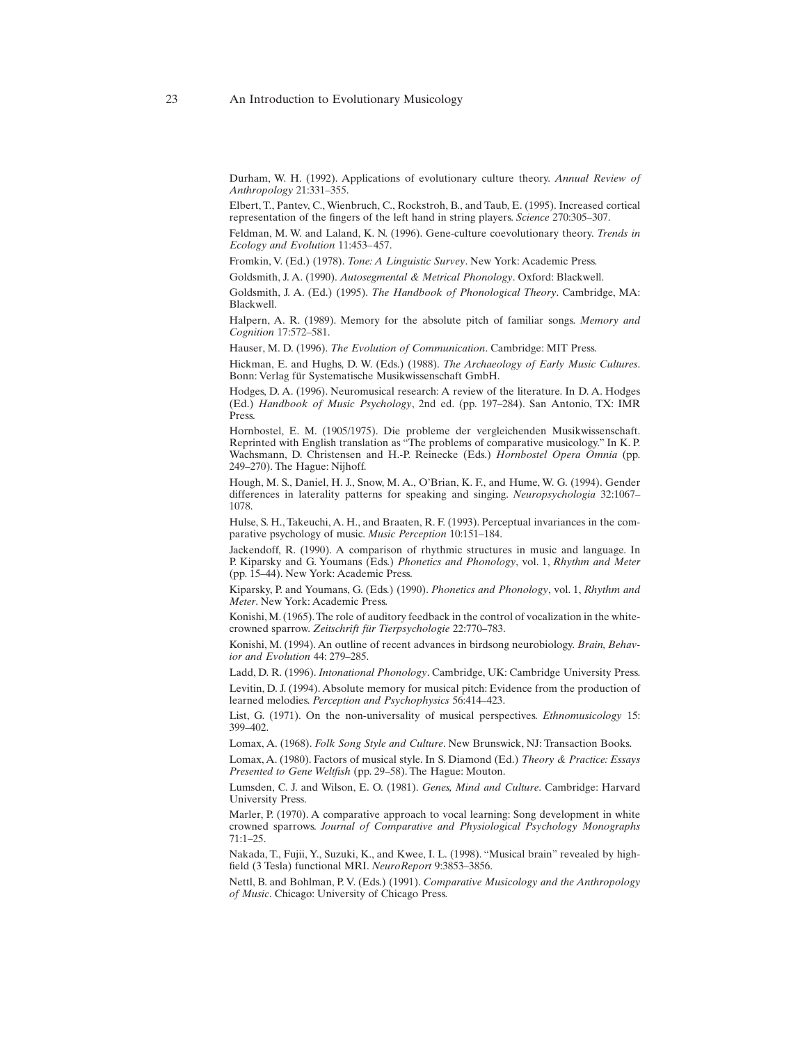Durham, W. H. (1992). Applications of evolutionary culture theory. *Annual Review of Anthropology* 21:331–355.

Elbert, T., Pantev, C., Wienbruch, C., Rockstroh, B., and Taub, E. (1995). Increased cortical representation of the fingers of the left hand in string players. *Science* 270:305–307.

Feldman, M. W. and Laland, K. N. (1996). Gene-culture coevolutionary theory. *Trends in Ecology and Evolution* 11:453–457.

Fromkin, V. (Ed.) (1978). *Tone: A Linguistic Survey*. New York: Academic Press.

Goldsmith, J. A. (1990). *Autosegmental & Metrical Phonology*. Oxford: Blackwell.

Goldsmith, J. A. (Ed.) (1995). *The Handbook of Phonological Theory*. Cambridge, MA: Blackwell.

Halpern, A. R. (1989). Memory for the absolute pitch of familiar songs. *Memory and Cognition* 17:572–581.

Hauser, M. D. (1996). *The Evolution of Communication*. Cambridge: MIT Press.

Hickman, E. and Hughs, D. W. (Eds.) (1988). *The Archaeology of Early Music Cultures*. Bonn: Verlag für Systematische Musikwissenschaft GmbH.

Hodges, D. A. (1996). Neuromusical research: A review of the literature. In D. A. Hodges (Ed.) *Handbook of Music Psychology*, 2nd ed. (pp. 197–284). San Antonio, TX: IMR Press.

Hornbostel, E. M. (1905/1975). Die probleme der vergleichenden Musikwissenschaft. Reprinted with English translation as "The problems of comparative musicology." In K. P. Wachsmann, D. Christensen and H.-P. Reinecke (Eds.) *Hornbostel Opera Omnia* (pp. 249–270). The Hague: Nijhoff.

Hough, M. S., Daniel, H. J., Snow, M. A., O'Brian, K. F., and Hume, W. G. (1994). Gender differences in laterality patterns for speaking and singing. *Neuropsychologia* 32:1067–1078.

Hulse, S. H., Takeuchi, A. H., and Braaten, R. F. (1993). Perceptual invariances in the comparative psychology of music. *Music Perception* 10:151–184.

Jackendoff, R. (1990). A comparison of rhythmic structures in music and language. In P. Kiparsky and G. Youmans (Eds.) *Phonetics and Phonology*, vol. 1, *Rhythm and Meter* (pp. 15–44). New York: Academic Press.

Kiparsky, P. and Youmans, G. (Eds.) (1990). *Phonetics and Phonology*, vol. 1, *Rhythm and Meter*. New York: Academic Press.

Konishi, M. (1965). The role of auditory feedback in the control of vocalization in the white-crowned sparrow. *Zeitschrift für Tierpsychologie* 22:770–783.

Konishi, M. (1994). An outline of recent advances in birdsong neurobiology. *Brain, Behavior and Evolution* 44: 279–285.

Ladd, D. R. (1996). *Intonational Phonology*. Cambridge, UK: Cambridge University Press.

Levitin, D. J. (1994). Absolute memory for musical pitch: Evidence from the production of learned melodies. *Perception and Psychophysics* 56:414–423.

List, G. (1971). On the non-universality of musical perspectives. *Ethnomusicology* 15: 399–402.

Lomax, A. (1968). *Folk Song Style and Culture*. New Brunswick, NJ: Transaction Books.

Lomax, A. (1980). Factors of musical style. In S. Diamond (Ed.) *Theory & Practice: Essays Presented to Gene Weltfish* (pp. 29–58). The Hague: Mouton.

Lumsden, C. J. and Wilson, E. O. (1981). *Genes, Mind and Culture*. Cambridge: Harvard University Press.

Marler, P. (1970). A comparative approach to vocal learning: Song development in white crowned sparrows. *Journal of Comparative and Physiological Psychology Monographs* 71:1–25.

Nakada, T., Fujii, Y., Suzuki, K., and Kwee, I. L. (1998). "Musical brain" revealed by high-field (3 Tesla) functional MRI. *NeuroReport* 9:3853–3856.

Nettl, B. and Bohlman, P. V. (Eds.) (1991). *Comparative Musicology and the Anthropology of Music*. Chicago: University of Chicago Press.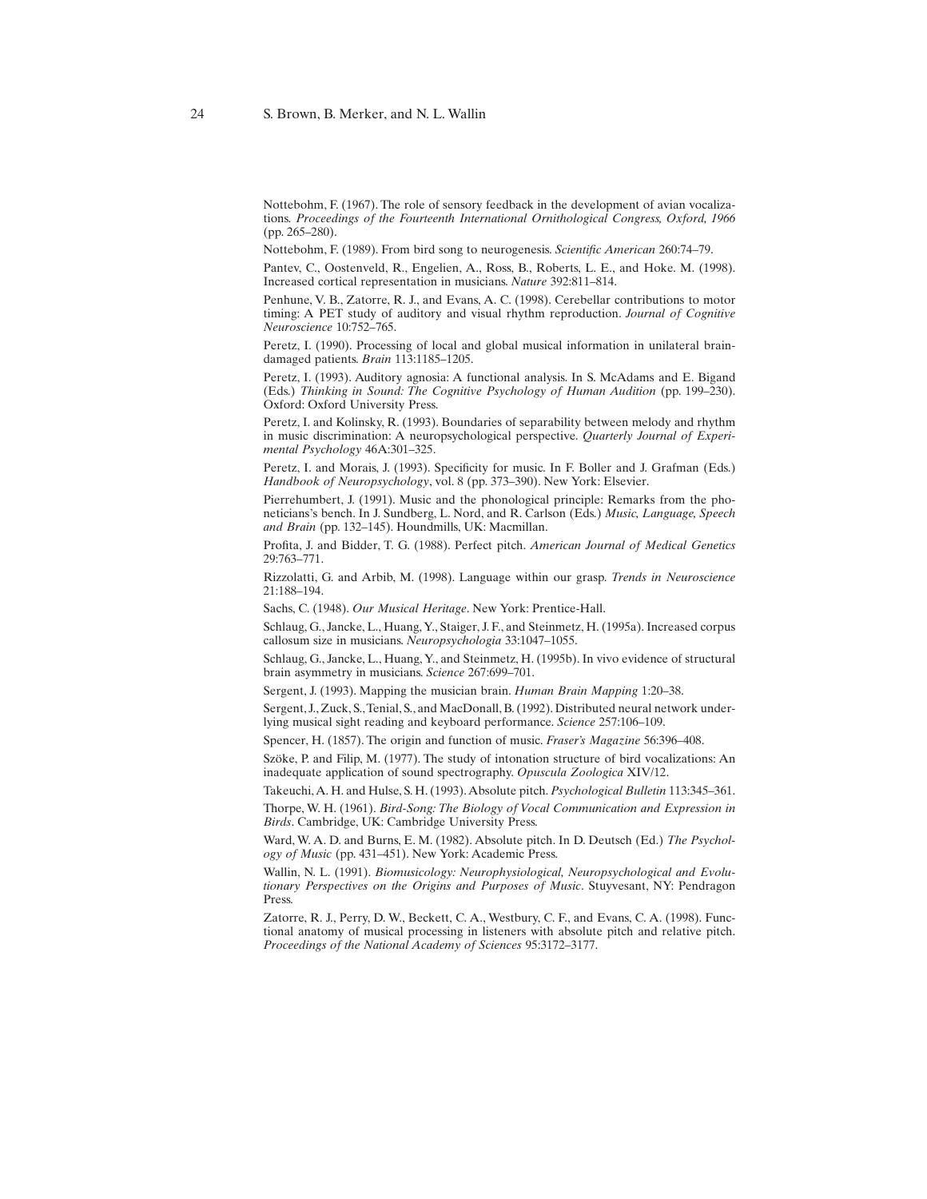Nottebohm, F. (1967). The role of sensory feedback in the development of avian vocalizations. *Proceedings of the Fourteenth International Ornithological Congress, Oxford, 1966* (pp. 265–280).

Nottebohm, F. (1989). From bird song to neurogenesis. *Scientific American* 260:74–79.

Pantev, C., Oostenveld, R., Engelien, A., Ross, B., Roberts, L. E., and Hoke. M. (1998). Increased cortical representation in musicians. *Nature* 392:811–814.

Penhune, V. B., Zatorre, R. J., and Evans, A. C. (1998). Cerebellar contributions to motor timing: A PET study of auditory and visual rhythm reproduction. *Journal of Cognitive Neuroscience* 10:752–765.

Peretz, I. (1990). Processing of local and global musical information in unilateral brain-damaged patients. *Brain* 113:1185–1205.

Peretz, I. (1993). Auditory agnosia: A functional analysis. In S. McAdams and E. Bigand (Eds.) *Thinking in Sound: The Cognitive Psychology of Human Audition* (pp. 199–230). Oxford: Oxford University Press.

Peretz, I. and Kolinsky, R. (1993). Boundaries of separability between melody and rhythm in music discrimination: A neuropsychological perspective. *Quarterly Journal of Experimental Psychology* 46A:301–325.

Peretz, I. and Morais, J. (1993). Specificity for music. In F. Boller and J. Grafman (Eds.) *Handbook of Neuropsychology*, vol. 8 (pp. 373–390). New York: Elsevier.

Pierrehumbert, J. (1991). Music and the phonological principle: Remarks from the phoneticians's bench. In J. Sundberg, L. Nord, and R. Carlson (Eds.) *Music, Language, Speech and Brain* (pp. 132–145). Houndmills, UK: Macmillan.

Profita, J. and Bidder, T. G. (1988). Perfect pitch. *American Journal of Medical Genetics* 29:763–771.

Rizzolatti, G. and Arbib, M. (1998). Language within our grasp. *Trends in Neuroscience* 21:188–194.

Sachs, C. (1948). *Our Musical Heritage*. New York: Prentice-Hall.

Schlaug, G., Jancke, L., Huang, Y., Staiger, J. F., and Steinmetz, H. (1995a). Increased corpus callosum size in musicians. *Neuropsychologia* 33:1047–1055.

Schlaug, G., Jancke, L., Huang, Y., and Steinmetz, H. (1995b). In vivo evidence of structural brain asymmetry in musicians. *Science* 267:699–701.

Sergent, J. (1993). Mapping the musician brain. *Human Brain Mapping* 1:20–38.

Sergent, J., Zuck, S., Tenial, S., and MacDonall, B. (1992). Distributed neural network underlying musical sight reading and keyboard performance. *Science* 257:106–109.

Spencer, H. (1857). The origin and function of music. *Fraser's Magazine* 56:396–408.

Szöke, P. and Filip, M. (1977). The study of intonation structure of bird vocalizations: An inadequate application of sound spectrography. *Opuscula Zoologica* XIV/12.

Takeuchi, A. H. and Hulse, S. H. (1993). Absolute pitch. *Psychological Bulletin* 113:345–361.

Thorpe, W. H. (1961). *Bird-Song: The Biology of Vocal Communication and Expression in Birds*. Cambridge, UK: Cambridge University Press.

Ward, W. A. D. and Burns, E. M. (1982). Absolute pitch. In D. Deutsch (Ed.) *The Psychology of Music* (pp. 431–451). New York: Academic Press.

Wallin, N. L. (1991). *Biomusicology: Neurophysiological, Neuropsychological and Evolutionary Perspectives on the Origins and Purposes of Music*. Stuyvesant, NY: Pendragon Press.

Zatorre, R. J., Perry, D. W., Beckett, C. A., Westbury, C. F., and Evans, C. A. (1998). Functional anatomy of musical processing in listeners with absolute pitch and relative pitch. *Proceedings of the National Academy of Sciences* 95:3172–3177.